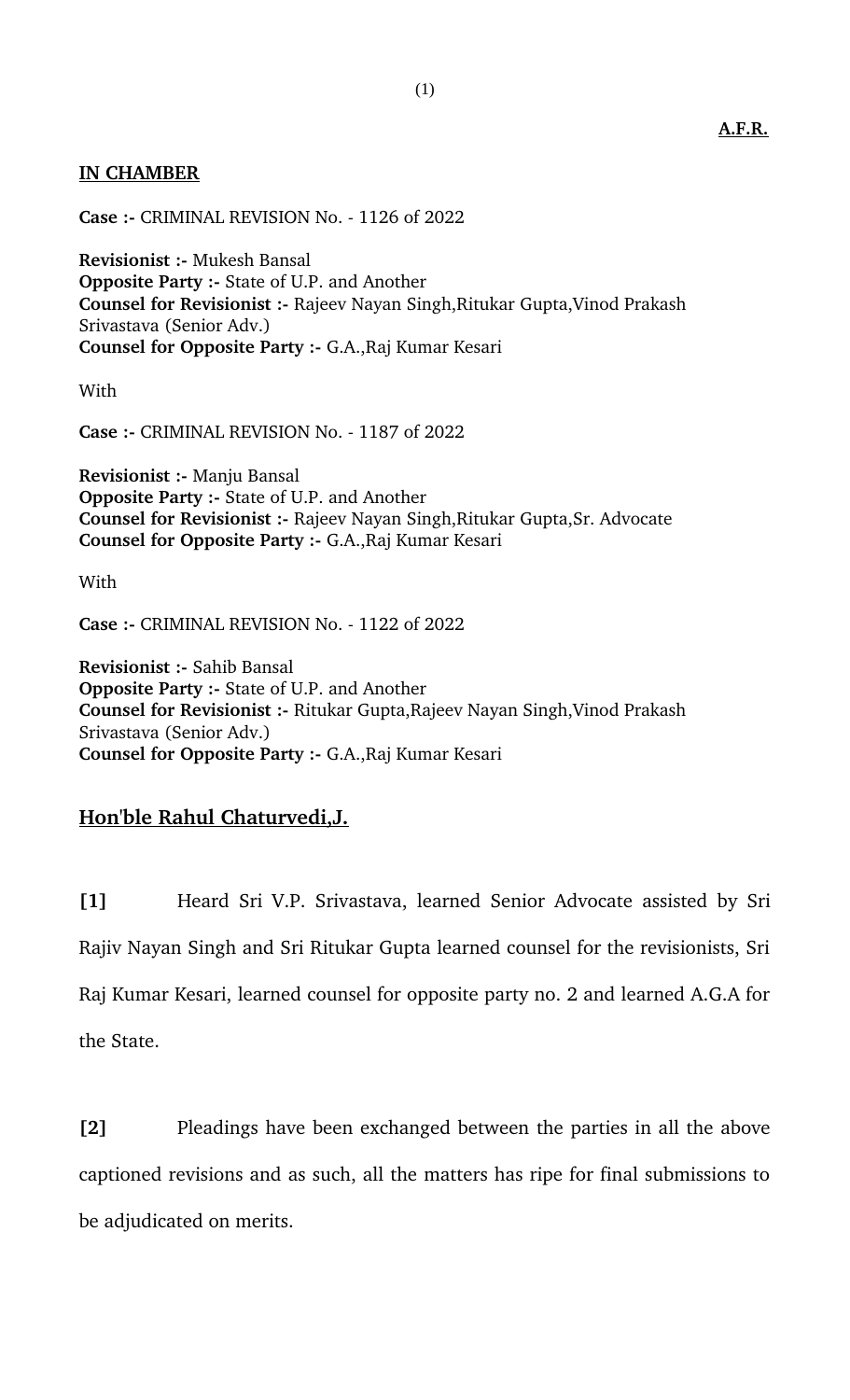**A.F.R.**

**IN CHAMBER**

**Case :-** CRIMINAL REVISION No. - 1126 of 2022

**Revisionist :-** Mukesh Bansal
**Opposite Party :-** State of U.P. and Another
**Counsel for Revisionist :-** Rajeev Nayan Singh,Ritukar Gupta,Vinod Prakash Srivastava (Senior Adv.)
**Counsel for Opposite Party :-** G.A.,Raj Kumar Kesari

With

**Case :-** CRIMINAL REVISION No. - 1187 of 2022

**Revisionist :-** Manju Bansal
**Opposite Party :-** State of U.P. and Another
**Counsel for Revisionist :-** Rajeev Nayan Singh,Ritukar Gupta,Sr. Advocate
**Counsel for Opposite Party :-** G.A.,Raj Kumar Kesari

With

**Case :-** CRIMINAL REVISION No. - 1122 of 2022

**Revisionist :-** Sahib Bansal
**Opposite Party :-** State of U.P. and Another
**Counsel for Revisionist :-** Ritukar Gupta,Rajeev Nayan Singh,Vinod Prakash Srivastava (Senior Adv.)
**Counsel for Opposite Party :-** G.A.,Raj Kumar Kesari

**Hon'ble Rahul Chaturvedi,J.**

**[1]** Heard Sri V.P. Srivastava, learned Senior Advocate assisted by Sri Rajiv Nayan Singh and Sri Ritukar Gupta learned counsel for the revisionists, Sri Raj Kumar Kesari, learned counsel for opposite party no. 2 and learned A.G.A for the State.

**[2]** Pleadings have been exchanged between the parties in all the above captioned revisions and as such, all the matters has ripe for final submissions to be adjudicated on merits.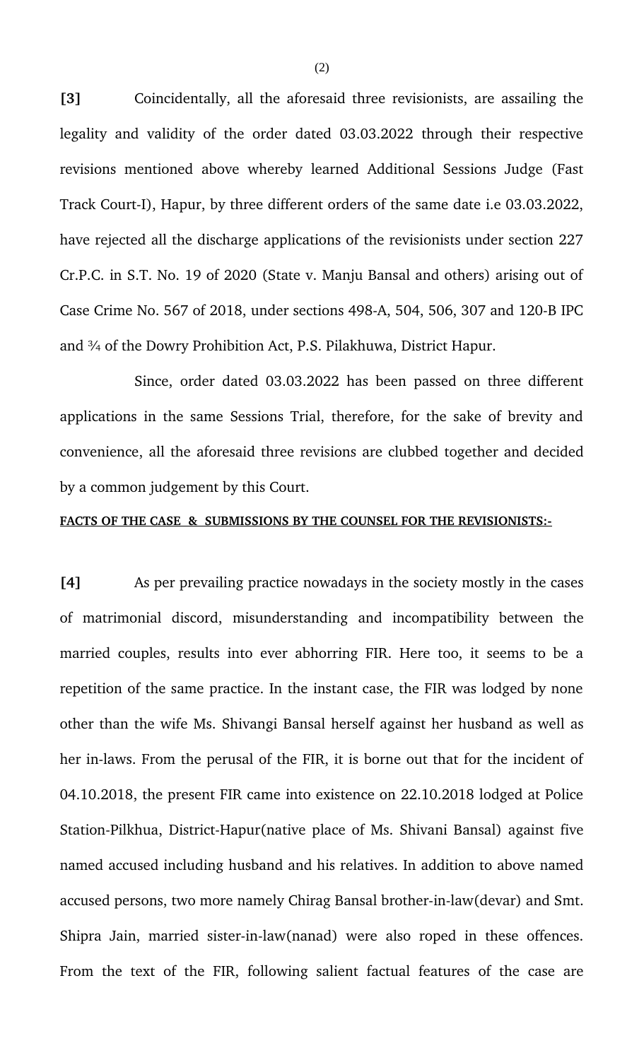**[3]** Coincidentally, all the aforesaid three revisionists, are assailing the legality and validity of the order dated 03.03.2022 through their respective revisions mentioned above whereby learned Additional Sessions Judge (Fast Track Court-I), Hapur, by three different orders of the same date i.e 03.03.2022, have rejected all the discharge applications of the revisionists under section 227 Cr.P.C. in S.T. No. 19 of 2020 (State v. Manju Bansal and others) arising out of Case Crime No. 567 of 2018, under sections 498-A, 504, 506, 307 and 120-B IPC and ¾ of the Dowry Prohibition Act, P.S. Pilakhuwa, District Hapur.

Since, order dated 03.03.2022 has been passed on three different applications in the same Sessions Trial, therefore, for the sake of brevity and convenience, all the aforesaid three revisions are clubbed together and decided by a common judgement by this Court.

**FACTS OF THE CASE & SUBMISSIONS BY THE COUNSEL FOR THE REVISIONISTS:-**

**[4]** As per prevailing practice nowadays in the society mostly in the cases of matrimonial discord, misunderstanding and incompatibility between the married couples, results into ever abhorring FIR. Here too, it seems to be a repetition of the same practice. In the instant case, the FIR was lodged by none other than the wife Ms. Shivangi Bansal herself against her husband as well as her in-laws. From the perusal of the FIR, it is borne out that for the incident of 04.10.2018, the present FIR came into existence on 22.10.2018 lodged at Police Station-Pilkhua, District-Hapur(native place of Ms. Shivani Bansal) against five named accused including husband and his relatives. In addition to above named accused persons, two more namely Chirag Bansal brother-in-law(devar) and Smt. Shipra Jain, married sister-in-law(nanad) were also roped in these offences. From the text of the FIR, following salient factual features of the case are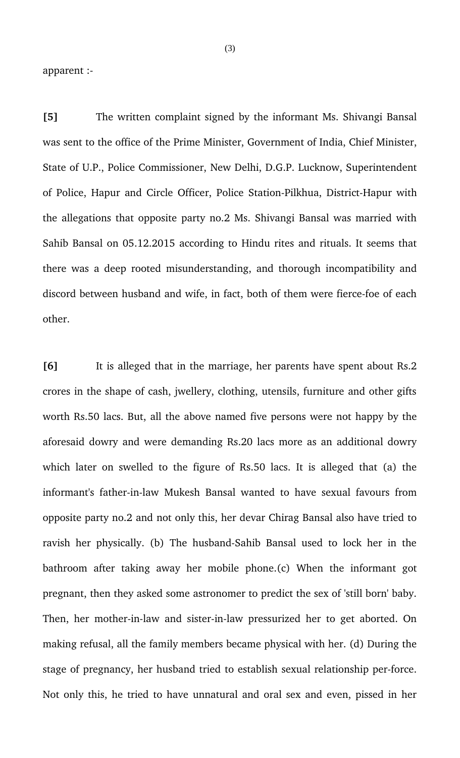apparent :-

**[5]** The written complaint signed by the informant Ms. Shivangi Bansal was sent to the office of the Prime Minister, Government of India, Chief Minister, State of U.P., Police Commissioner, New Delhi, D.G.P. Lucknow, Superintendent of Police, Hapur and Circle Officer, Police Station-Pilkhua, District-Hapur with the allegations that opposite party no.2 Ms. Shivangi Bansal was married with Sahib Bansal on 05.12.2015 according to Hindu rites and rituals. It seems that there was a deep rooted misunderstanding, and thorough incompatibility and discord between husband and wife, in fact, both of them were fierce-foe of each other.

**[6]** It is alleged that in the marriage, her parents have spent about Rs.2 crores in the shape of cash, jwellery, clothing, utensils, furniture and other gifts worth Rs.50 lacs. But, all the above named five persons were not happy by the aforesaid dowry and were demanding Rs.20 lacs more as an additional dowry which later on swelled to the figure of Rs.50 lacs. It is alleged that (a) the informant's father-in-law Mukesh Bansal wanted to have sexual favours from opposite party no.2 and not only this, her devar Chirag Bansal also have tried to ravish her physically. (b) The husband-Sahib Bansal used to lock her in the bathroom after taking away her mobile phone.(c) When the informant got pregnant, then they asked some astronomer to predict the sex of 'still born' baby. Then, her mother-in-law and sister-in-law pressurized her to get aborted. On making refusal, all the family members became physical with her. (d) During the stage of pregnancy, her husband tried to establish sexual relationship per-force. Not only this, he tried to have unnatural and oral sex and even, pissed in her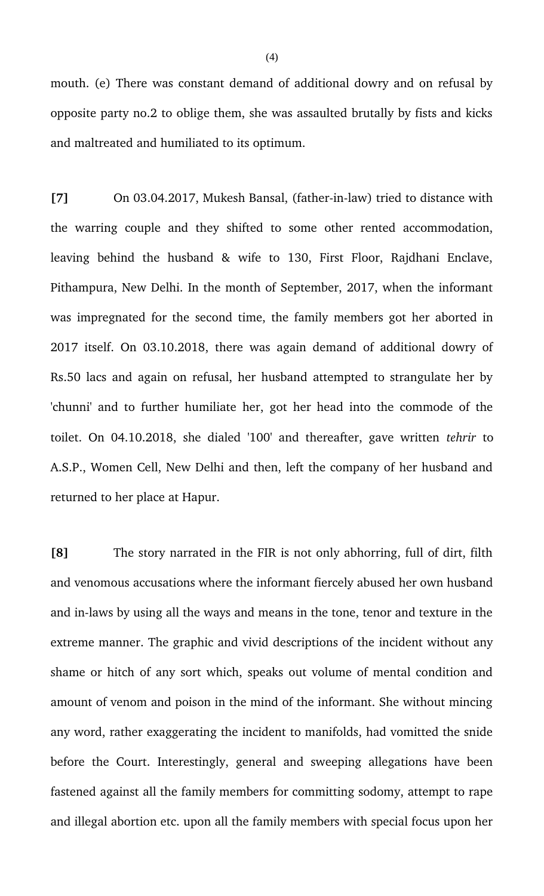mouth. (e) There was constant demand of additional dowry and on refusal by opposite party no.2 to oblige them, she was assaulted brutally by fists and kicks and maltreated and humiliated to its optimum.

**[7]** On 03.04.2017, Mukesh Bansal, (father-in-law) tried to distance with the warring couple and they shifted to some other rented accommodation, leaving behind the husband & wife to 130, First Floor, Rajdhani Enclave, Pithampura, New Delhi. In the month of September, 2017, when the informant was impregnated for the second time, the family members got her aborted in 2017 itself. On 03.10.2018, there was again demand of additional dowry of Rs.50 lacs and again on refusal, her husband attempted to strangulate her by 'chunni' and to further humiliate her, got her head into the commode of the toilet. On 04.10.2018, she dialed '100' and thereafter, gave written *tehrir* to A.S.P., Women Cell, New Delhi and then, left the company of her husband and returned to her place at Hapur.

**[8]** The story narrated in the FIR is not only abhorring, full of dirt, filth and venomous accusations where the informant fiercely abused her own husband and in-laws by using all the ways and means in the tone, tenor and texture in the extreme manner. The graphic and vivid descriptions of the incident without any shame or hitch of any sort which, speaks out volume of mental condition and amount of venom and poison in the mind of the informant. She without mincing any word, rather exaggerating the incident to manifolds, had vomitted the snide before the Court. Interestingly, general and sweeping allegations have been fastened against all the family members for committing sodomy, attempt to rape and illegal abortion etc. upon all the family members with special focus upon her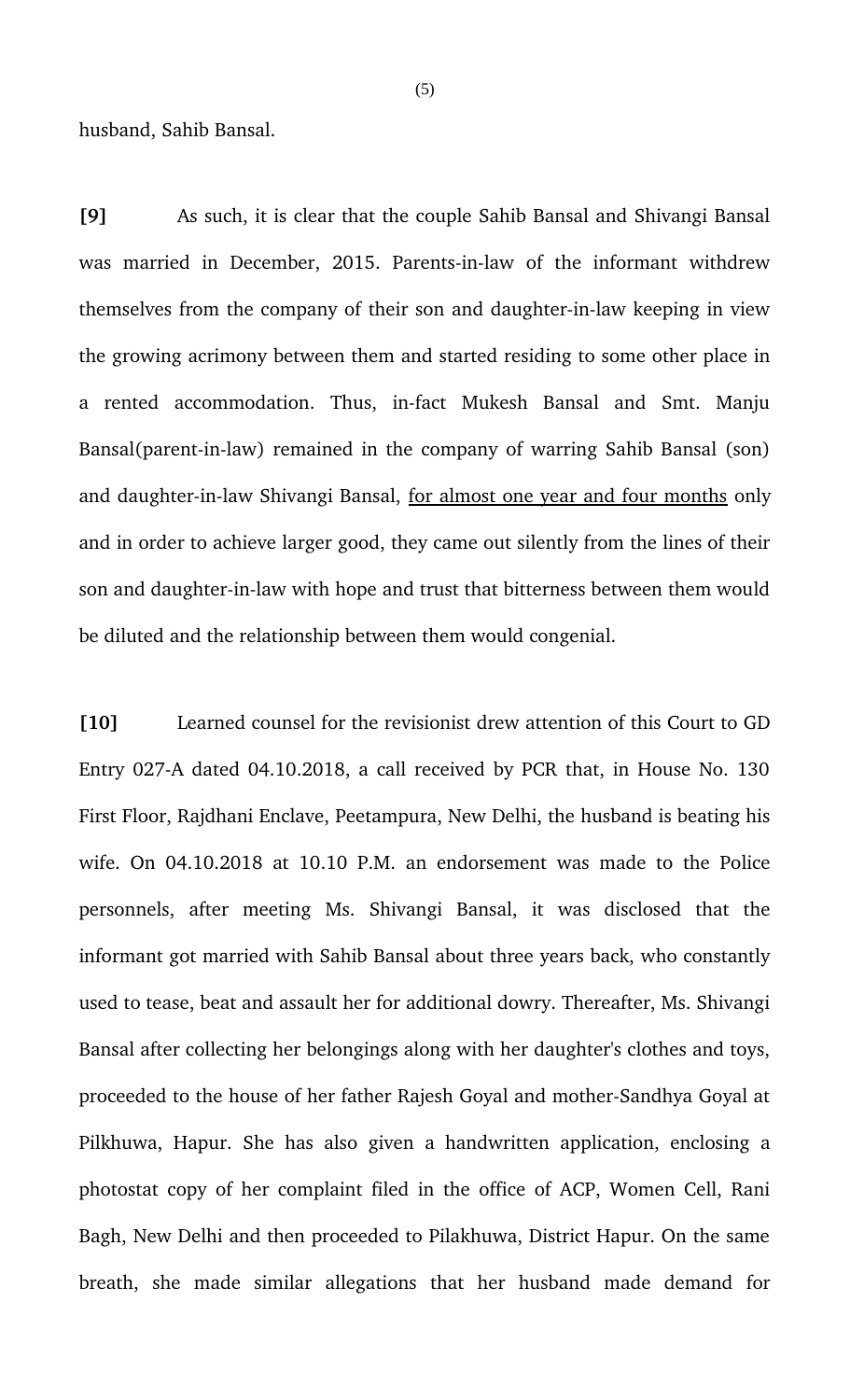husband, Sahib Bansal.

**[9]** As such, it is clear that the couple Sahib Bansal and Shivangi Bansal was married in December, 2015. Parents-in-law of the informant withdrew themselves from the company of their son and daughter-in-law keeping in view the growing acrimony between them and started residing to some other place in a rented accommodation. Thus, in-fact Mukesh Bansal and Smt. Manju Bansal(parent-in-law) remained in the company of warring Sahib Bansal (son) and daughter-in-law Shivangi Bansal, <u>for almost one year and four months</u> only and in order to achieve larger good, they came out silently from the lines of their son and daughter-in-law with hope and trust that bitterness between them would be diluted and the relationship between them would congenial.

**[10]** Learned counsel for the revisionist drew attention of this Court to GD Entry 027-A dated 04.10.2018, a call received by PCR that, in House No. 130 First Floor, Rajdhani Enclave, Peetampura, New Delhi, the husband is beating his wife. On 04.10.2018 at 10.10 P.M. an endorsement was made to the Police personnels, after meeting Ms. Shivangi Bansal, it was disclosed that the informant got married with Sahib Bansal about three years back, who constantly used to tease, beat and assault her for additional dowry. Thereafter, Ms. Shivangi Bansal after collecting her belongings along with her daughter's clothes and toys, proceeded to the house of her father Rajesh Goyal and mother-Sandhya Goyal at Pilkhuwa, Hapur. She has also given a handwritten application, enclosing a photostat copy of her complaint filed in the office of ACP, Women Cell, Rani Bagh, New Delhi and then proceeded to Pilakhuwa, District Hapur. On the same breath, she made similar allegations that her husband made demand for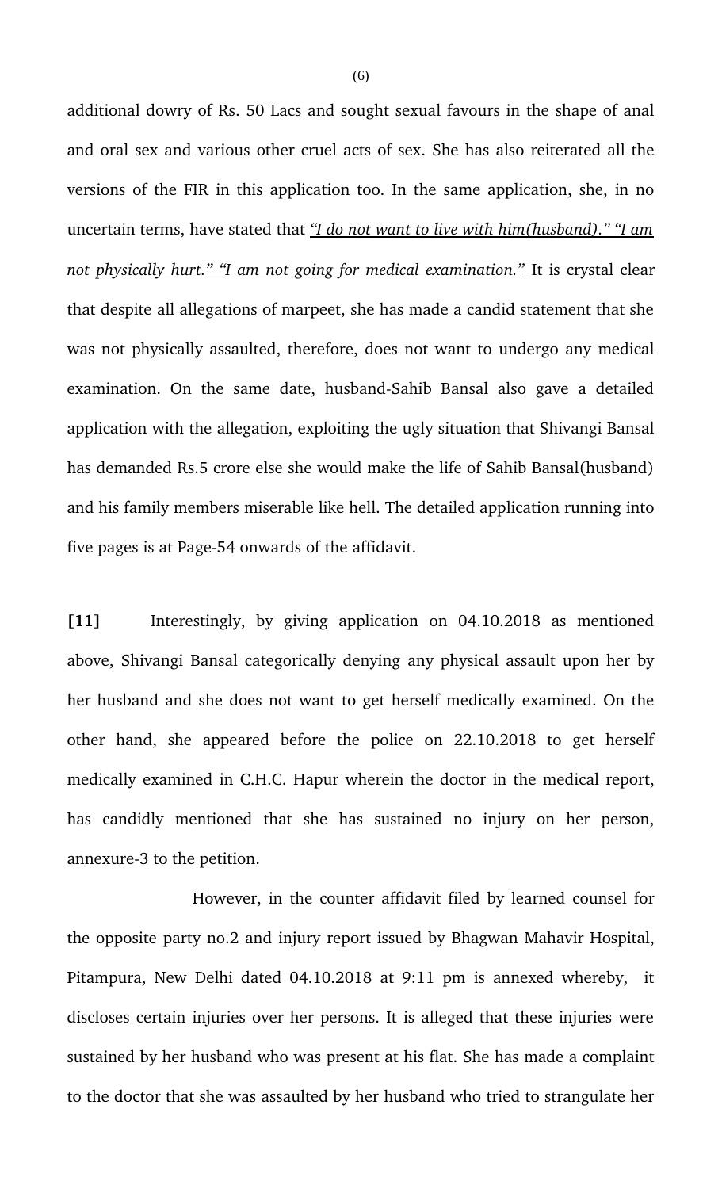additional dowry of Rs. 50 Lacs and sought sexual favours in the shape of anal and oral sex and various other cruel acts of sex. She has also reiterated all the versions of the FIR in this application too. In the same application, she, in no uncertain terms, have stated that *"I do not want to live with him(husband)." "I am not physically hurt." "I am not going for medical examination."* It is crystal clear that despite all allegations of marpeet, she has made a candid statement that she was not physically assaulted, therefore, does not want to undergo any medical examination. On the same date, husband-Sahib Bansal also gave a detailed application with the allegation, exploiting the ugly situation that Shivangi Bansal has demanded Rs.5 crore else she would make the life of Sahib Bansal(husband) and his family members miserable like hell. The detailed application running into five pages is at Page-54 onwards of the affidavit.

**[11]** Interestingly, by giving application on 04.10.2018 as mentioned above, Shivangi Bansal categorically denying any physical assault upon her by her husband and she does not want to get herself medically examined. On the other hand, she appeared before the police on 22.10.2018 to get herself medically examined in C.H.C. Hapur wherein the doctor in the medical report, has candidly mentioned that she has sustained no injury on her person, annexure-3 to the petition.

However, in the counter affidavit filed by learned counsel for the opposite party no.2 and injury report issued by Bhagwan Mahavir Hospital, Pitampura, New Delhi dated 04.10.2018 at 9:11 pm is annexed whereby, it discloses certain injuries over her persons. It is alleged that these injuries were sustained by her husband who was present at his flat. She has made a complaint to the doctor that she was assaulted by her husband who tried to strangulate her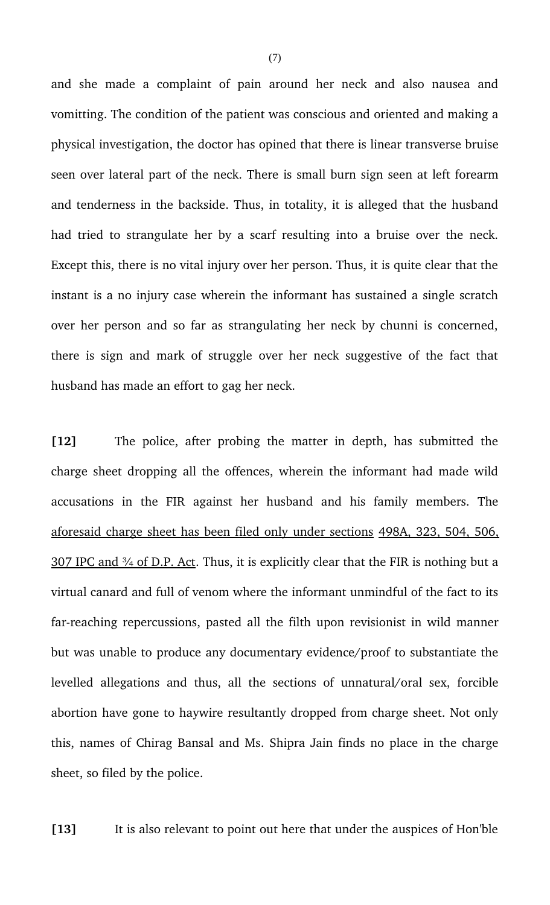and she made a complaint of pain around her neck and also nausea and vomitting. The condition of the patient was conscious and oriented and making a physical investigation, the doctor has opined that there is linear transverse bruise seen over lateral part of the neck. There is small burn sign seen at left forearm and tenderness in the backside. Thus, in totality, it is alleged that the husband had tried to strangulate her by a scarf resulting into a bruise over the neck. Except this, there is no vital injury over her person. Thus, it is quite clear that the instant is a no injury case wherein the informant has sustained a single scratch over her person and so far as strangulating her neck by chunni is concerned, there is sign and mark of struggle over her neck suggestive of the fact that husband has made an effort to gag her neck.

**[12]** The police, after probing the matter in depth, has submitted the charge sheet dropping all the offences, wherein the informant had made wild accusations in the FIR against her husband and his family members. The aforesaid charge sheet has been filed only under sections 498A, 323, 504, 506, 307 IPC and ¾ of D.P. Act. Thus, it is explicitly clear that the FIR is nothing but a virtual canard and full of venom where the informant unmindful of the fact to its far-reaching repercussions, pasted all the filth upon revisionist in wild manner but was unable to produce any documentary evidence/proof to substantiate the levelled allegations and thus, all the sections of unnatural/oral sex, forcible abortion have gone to haywire resultantly dropped from charge sheet. Not only this, names of Chirag Bansal and Ms. Shipra Jain finds no place in the charge sheet, so filed by the police.

**[13]** It is also relevant to point out here that under the auspices of Hon'ble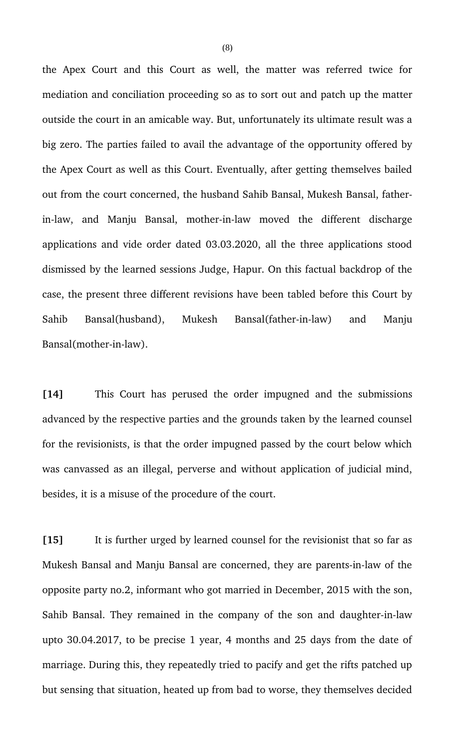the Apex Court and this Court as well, the matter was referred twice for mediation and conciliation proceeding so as to sort out and patch up the matter outside the court in an amicable way. But, unfortunately its ultimate result was a big zero. The parties failed to avail the advantage of the opportunity offered by the Apex Court as well as this Court. Eventually, after getting themselves bailed out from the court concerned, the husband Sahib Bansal, Mukesh Bansal, father-in-law, and Manju Bansal, mother-in-law moved the different discharge applications and vide order dated 03.03.2020, all the three applications stood dismissed by the learned sessions Judge, Hapur. On this factual backdrop of the case, the present three different revisions have been tabled before this Court by Sahib Bansal(husband), Mukesh Bansal(father-in-law) and Manju Bansal(mother-in-law).

**[14]** This Court has perused the order impugned and the submissions advanced by the respective parties and the grounds taken by the learned counsel for the revisionists, is that the order impugned passed by the court below which was canvassed as an illegal, perverse and without application of judicial mind, besides, it is a misuse of the procedure of the court.

**[15]** It is further urged by learned counsel for the revisionist that so far as Mukesh Bansal and Manju Bansal are concerned, they are parents-in-law of the opposite party no.2, informant who got married in December, 2015 with the son, Sahib Bansal. They remained in the company of the son and daughter-in-law upto 30.04.2017, to be precise 1 year, 4 months and 25 days from the date of marriage. During this, they repeatedly tried to pacify and get the rifts patched up but sensing that situation, heated up from bad to worse, they themselves decided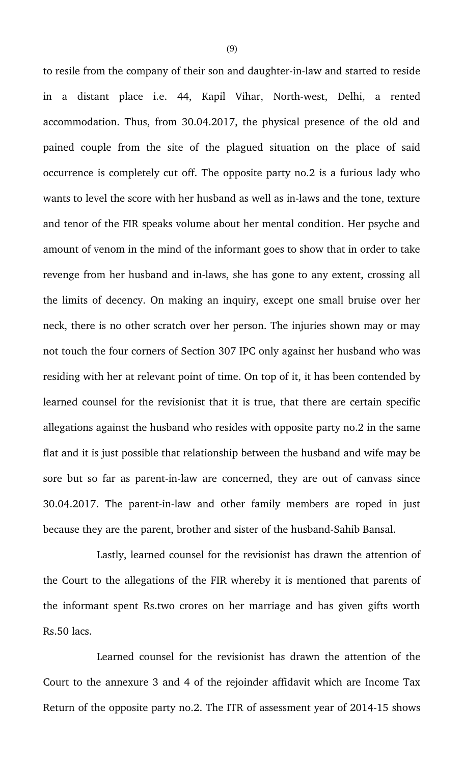to resile from the company of their son and daughter-in-law and started to reside in a distant place i.e. 44, Kapil Vihar, North-west, Delhi, a rented accommodation. Thus, from 30.04.2017, the physical presence of the old and pained couple from the site of the plagued situation on the place of said occurrence is completely cut off. The opposite party no.2 is a furious lady who wants to level the score with her husband as well as in-laws and the tone, texture and tenor of the FIR speaks volume about her mental condition. Her psyche and amount of venom in the mind of the informant goes to show that in order to take revenge from her husband and in-laws, she has gone to any extent, crossing all the limits of decency. On making an inquiry, except one small bruise over her neck, there is no other scratch over her person. The injuries shown may or may not touch the four corners of Section 307 IPC only against her husband who was residing with her at relevant point of time. On top of it, it has been contended by learned counsel for the revisionist that it is true, that there are certain specific allegations against the husband who resides with opposite party no.2 in the same flat and it is just possible that relationship between the husband and wife may be sore but so far as parent-in-law are concerned, they are out of canvass since 30.04.2017. The parent-in-law and other family members are roped in just because they are the parent, brother and sister of the husband-Sahib Bansal.

Lastly, learned counsel for the revisionist has drawn the attention of the Court to the allegations of the FIR whereby it is mentioned that parents of the informant spent Rs.two crores on her marriage and has given gifts worth Rs.50 lacs.

Learned counsel for the revisionist has drawn the attention of the Court to the annexure 3 and 4 of the rejoinder affidavit which are Income Tax Return of the opposite party no.2. The ITR of assessment year of 2014-15 shows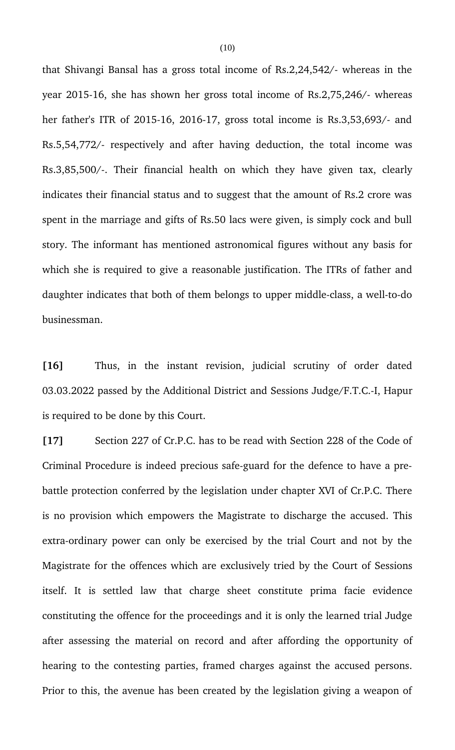that Shivangi Bansal has a gross total income of Rs.2,24,542/- whereas in the year 2015-16, she has shown her gross total income of Rs.2,75,246/- whereas her father's ITR of 2015-16, 2016-17, gross total income is Rs.3,53,693/- and Rs.5,54,772/- respectively and after having deduction, the total income was Rs.3,85,500/-. Their financial health on which they have given tax, clearly indicates their financial status and to suggest that the amount of Rs.2 crore was spent in the marriage and gifts of Rs.50 lacs were given, is simply cock and bull story. The informant has mentioned astronomical figures without any basis for which she is required to give a reasonable justification. The ITRs of father and daughter indicates that both of them belongs to upper middle-class, a well-to-do businessman.

**[16]** Thus, in the instant revision, judicial scrutiny of order dated 03.03.2022 passed by the Additional District and Sessions Judge/F.T.C.-I, Hapur is required to be done by this Court.

**[17]** Section 227 of Cr.P.C. has to be read with Section 228 of the Code of Criminal Procedure is indeed precious safe-guard for the defence to have a pre-battle protection conferred by the legislation under chapter XVI of Cr.P.C. There is no provision which empowers the Magistrate to discharge the accused. This extra-ordinary power can only be exercised by the trial Court and not by the Magistrate for the offences which are exclusively tried by the Court of Sessions itself. It is settled law that charge sheet constitute prima facie evidence constituting the offence for the proceedings and it is only the learned trial Judge after assessing the material on record and after affording the opportunity of hearing to the contesting parties, framed charges against the accused persons. Prior to this, the avenue has been created by the legislation giving a weapon of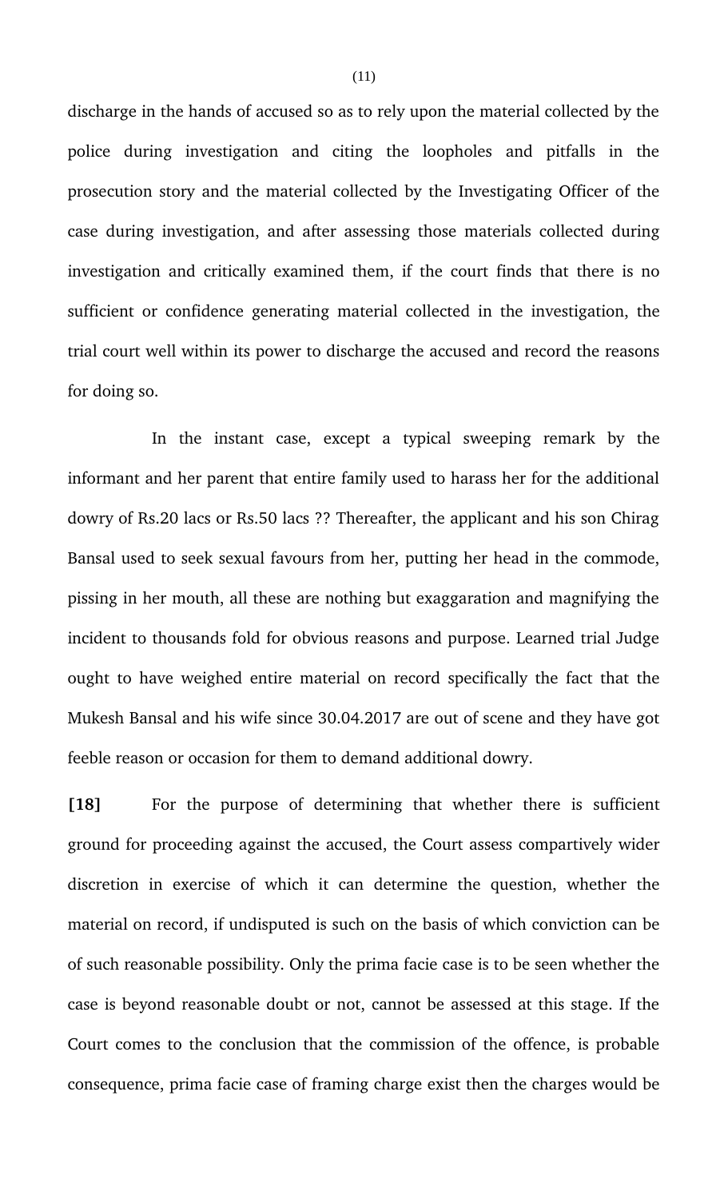discharge in the hands of accused so as to rely upon the material collected by the police during investigation and citing the loopholes and pitfalls in the prosecution story and the material collected by the Investigating Officer of the case during investigation, and after assessing those materials collected during investigation and critically examined them, if the court finds that there is no sufficient or confidence generating material collected in the investigation, the trial court well within its power to discharge the accused and record the reasons for doing so.

In the instant case, except a typical sweeping remark by the informant and her parent that entire family used to harass her for the additional dowry of Rs.20 lacs or Rs.50 lacs ?? Thereafter, the applicant and his son Chirag Bansal used to seek sexual favours from her, putting her head in the commode, pissing in her mouth, all these are nothing but exaggaration and magnifying the incident to thousands fold for obvious reasons and purpose. Learned trial Judge ought to have weighed entire material on record specifically the fact that the Mukesh Bansal and his wife since 30.04.2017 are out of scene and they have got feeble reason or occasion for them to demand additional dowry.

**[18]** For the purpose of determining that whether there is sufficient ground for proceeding against the accused, the Court assess compartively wider discretion in exercise of which it can determine the question, whether the material on record, if undisputed is such on the basis of which conviction can be of such reasonable possibility. Only the prima facie case is to be seen whether the case is beyond reasonable doubt or not, cannot be assessed at this stage. If the Court comes to the conclusion that the commission of the offence, is probable consequence, prima facie case of framing charge exist then the charges would be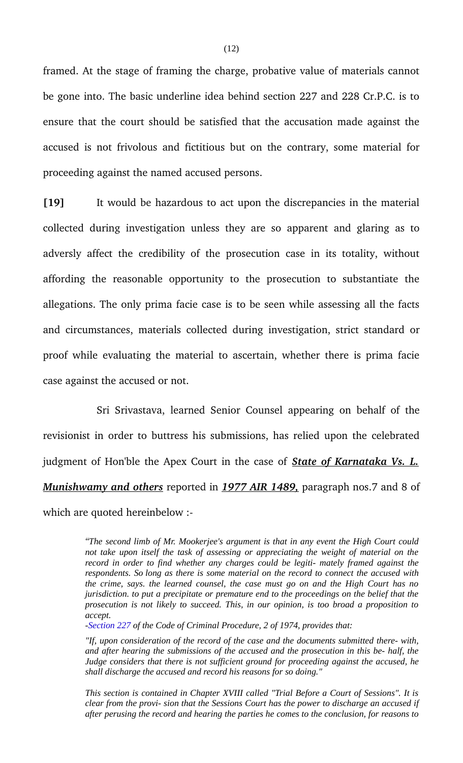framed. At the stage of framing the charge, probative value of materials cannot be gone into. The basic underline idea behind section 227 and 228 Cr.P.C. is to ensure that the court should be satisfied that the accusation made against the accused is not frivolous and fictitious but on the contrary, some material for proceeding against the named accused persons.

**[19]** It would be hazardous to act upon the discrepancies in the material collected during investigation unless they are so apparent and glaring as to adversly affect the credibility of the prosecution case in its totality, without affording the reasonable opportunity to the prosecution to substantiate the allegations. The only prima facie case is to be seen while assessing all the facts and circumstances, materials collected during investigation, strict standard or proof while evaluating the material to ascertain, whether there is prima facie case against the accused or not.

Sri Srivastava, learned Senior Counsel appearing on behalf of the revisionist in order to buttress his submissions, has relied upon the celebrated judgment of Hon'ble the Apex Court in the case of ***State of Karnataka Vs. L. Munishwamy and others*** reported in ***1977 AIR 1489,*** paragraph nos.7 and 8 of which are quoted hereinbelow :-

> *"The second limb of Mr. Mookerjee's argument is that in any event the High Court could not take upon itself the task of assessing or appreciating the weight of material on the record in order to find whether any charges could be legiti- mately framed against the respondents. So long as there is some material on the record to connect the accused with the crime, says. the learned counsel, the case must go on and the High Court has no jurisdiction. to put a precipitate or premature end to the proceedings on the belief that the prosecution is not likely to succeed. This, in our opinion, is too broad a proposition to accept.*
>
> *-Section 227 of the Code of Criminal Procedure, 2 of 1974, provides that:*
>
> *"If, upon consideration of the record of the case and the documents submitted there- with, and after hearing the submissions of the accused and the prosecution in this be- half, the Judge considers that there is not sufficient ground for proceeding against the accused, he shall discharge the accused and record his reasons for so doing."*
>
> *This section is contained in Chapter XVIII called "Trial Before a Court of Sessions". It is clear from the provi- sion that the Sessions Court has the power to discharge an accused if after perusing the record and hearing the parties he comes to the conclusion, for reasons to*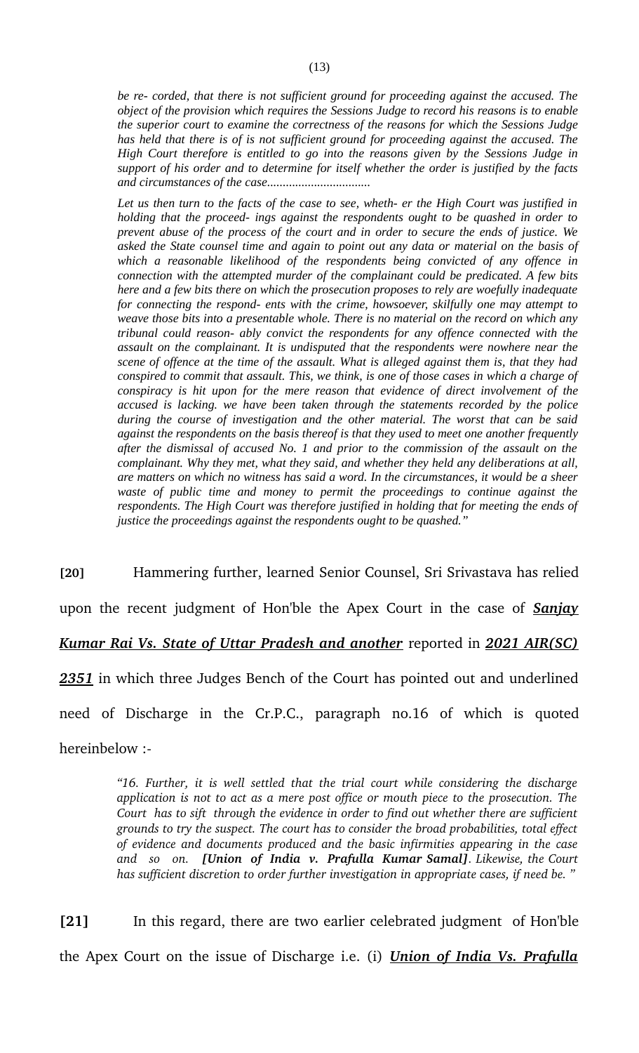*be re- corded, that there is not sufficient ground for proceeding against the accused. The object of the provision which requires the Sessions Judge to record his reasons is to enable the superior court to examine the correctness of the reasons for which the Sessions Judge has held that there is of is not sufficient ground for proceeding against the accused. The High Court therefore is entitled to go into the reasons given by the Sessions Judge in support of his order and to determine for itself whether the order is justified by the facts and circumstances of the case.................................*

*Let us then turn to the facts of the case to see, wheth- er the High Court was justified in holding that the proceed- ings against the respondents ought to be quashed in order to prevent abuse of the process of the court and in order to secure the ends of justice. We asked the State counsel time and again to point out any data or material on the basis of which a reasonable likelihood of the respondents being convicted of any offence in connection with the attempted murder of the complainant could be predicated. A few bits here and a few bits there on which the prosecution proposes to rely are woefully inadequate for connecting the respond- ents with the crime, howsoever, skilfully one may attempt to weave those bits into a presentable whole. There is no material on the record on which any tribunal could reason- ably convict the respondents for any offence connected with the assault on the complainant. It is undisputed that the respondents were nowhere near the scene of offence at the time of the assault. What is alleged against them is, that they had conspired to commit that assault. This, we think, is one of those cases in which a charge of conspiracy is hit upon for the mere reason that evidence of direct involvement of the accused is lacking. we have been taken through the statements recorded by the police during the course of investigation and the other material. The worst that can be said against the respondents on the basis thereof is that they used to meet one another frequently after the dismissal of accused No. 1 and prior to the commission of the assault on the complainant. Why they met, what they said, and whether they held any deliberations at all, are matters on which no witness has said a word. In the circumstances, it would be a sheer waste of public time and money to permit the proceedings to continue against the respondents. The High Court was therefore justified in holding that for meeting the ends of justice the proceedings against the respondents ought to be quashed."*

**[20]** Hammering further, learned Senior Counsel, Sri Srivastava has relied upon the recent judgment of Hon'ble the Apex Court in the case of ***Sanjay Kumar Rai Vs. State of Uttar Pradesh and another*** reported in ***2021 AIR(SC) 2351*** in which three Judges Bench of the Court has pointed out and underlined need of Discharge in the Cr.P.C., paragraph no.16 of which is quoted hereinbelow :-

> *"16. Further, it is well settled that the trial court while considering the discharge application is not to act as a mere post office or mouth piece to the prosecution. The Court has to sift through the evidence in order to find out whether there are sufficient grounds to try the suspect. The court has to consider the broad probabilities, total effect of evidence and documents produced and the basic infirmities appearing in the case and so on. **[Union of India v. Prafulla Kumar Samal]**. Likewise, the Court has sufficient discretion to order further investigation in appropriate cases, if need be. "*

**[21]** In this regard, there are two earlier celebrated judgment of Hon'ble the Apex Court on the issue of Discharge i.e. (i) ***Union of India Vs. Prafulla***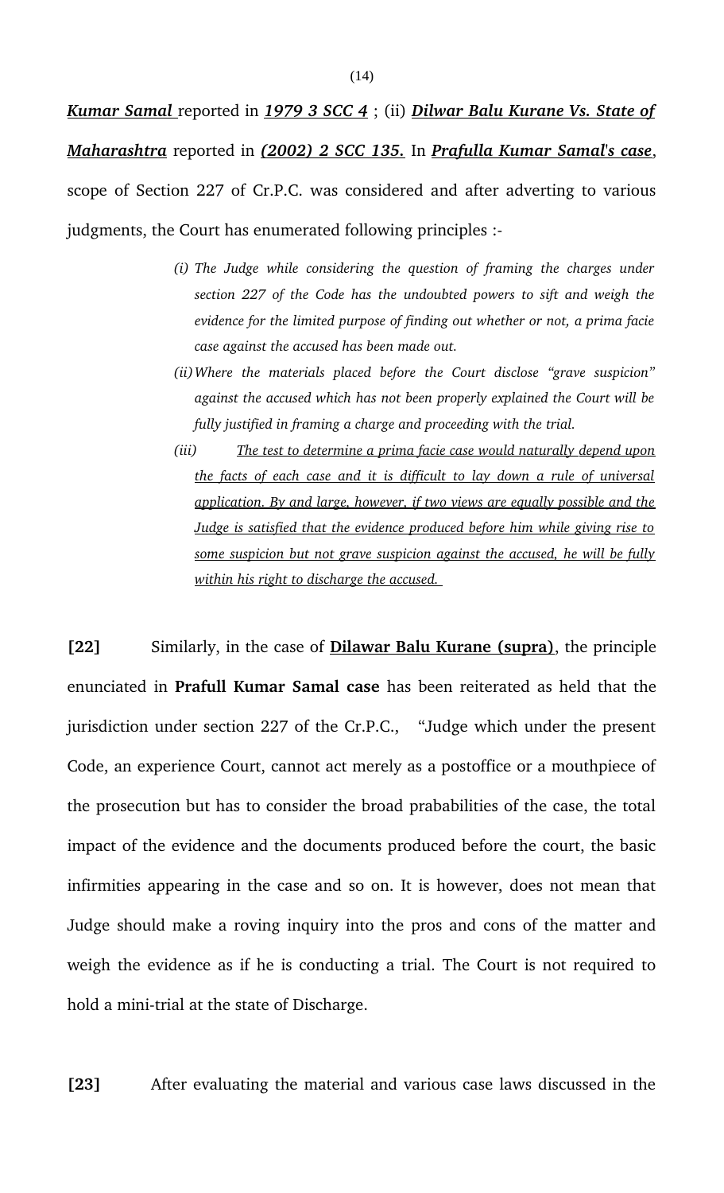***Kumar Samal*** reported in ***1979 3 SCC 4*** ; (ii) ***Dilwar Balu Kurane Vs. State of Maharashtra*** reported in ***(2002) 2 SCC 135.*** In ***Prafulla Kumar Samal's case***, scope of Section 227 of Cr.P.C. was considered and after adverting to various judgments, the Court has enumerated following principles :-

> *(i) The Judge while considering the question of framing the charges under section 227 of the Code has the undoubted powers to sift and weigh the evidence for the limited purpose of finding out whether or not, a prima facie case against the accused has been made out.*
>
> *(ii) Where the materials placed before the Court disclose "grave suspicion" against the accused which has not been properly explained the Court will be fully justified in framing a charge and proceeding with the trial.*
>
> *(iii) The test to determine a prima facie case would naturally depend upon the facts of each case and it is difficult to lay down a rule of universal application. By and large, however, if two views are equally possible and the Judge is satisfied that the evidence produced before him while giving rise to some suspicion but not grave suspicion against the accused, he will be fully within his right to discharge the accused.*

**[22]** Similarly, in the case of **Dilawar Balu Kurane (supra)**, the principle enunciated in **Prafull Kumar Samal case** has been reiterated as held that the jurisdiction under section 227 of the Cr.P.C., "Judge which under the present Code, an experience Court, cannot act merely as a postoffice or a mouthpiece of the prosecution but has to consider the broad prababilities of the case, the total impact of the evidence and the documents produced before the court, the basic infirmities appearing in the case and so on. It is however, does not mean that Judge should make a roving inquiry into the pros and cons of the matter and weigh the evidence as if he is conducting a trial. The Court is not required to hold a mini-trial at the state of Discharge.

**[23]** After evaluating the material and various case laws discussed in the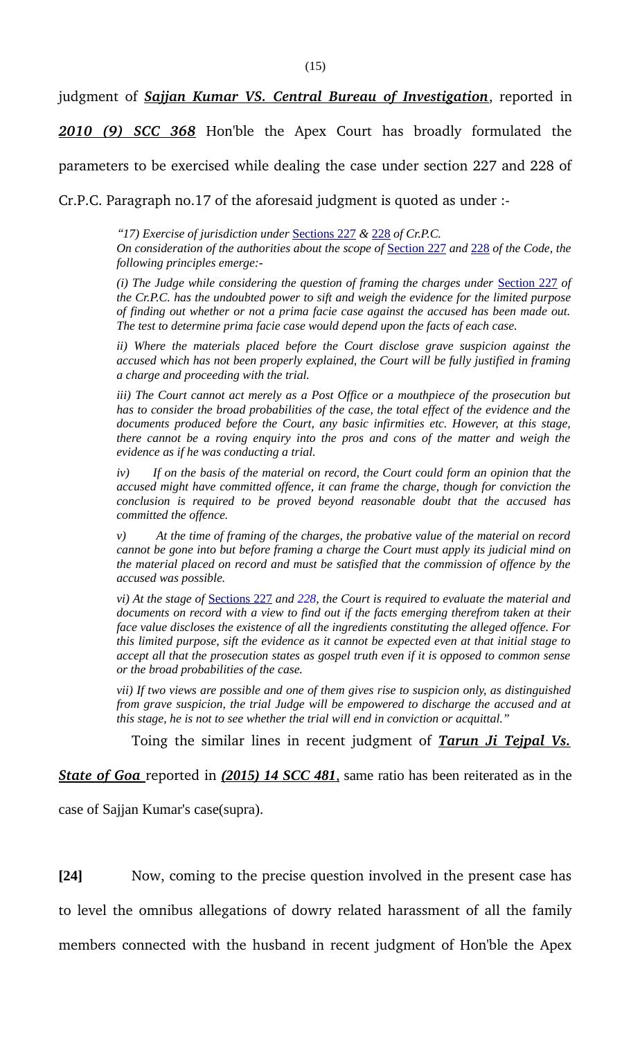judgment of ***Sajjan Kumar VS. Central Bureau of Investigation***, reported in ***2010 (9) SCC 368*** Hon'ble the Apex Court has broadly formulated the parameters to be exercised while dealing the case under section 227 and 228 of Cr.P.C. Paragraph no.17 of the aforesaid judgment is quoted as under :-

> *"17) Exercise of jurisdiction under Sections 227 & 228 of Cr.P.C.*
> *On consideration of the authorities about the scope of Section 227 and 228 of the Code, the following principles emerge:-*
>
> *(i) The Judge while considering the question of framing the charges under Section 227 of the Cr.P.C. has the undoubted power to sift and weigh the evidence for the limited purpose of finding out whether or not a prima facie case against the accused has been made out. The test to determine prima facie case would depend upon the facts of each case.*
>
> *ii) Where the materials placed before the Court disclose grave suspicion against the accused which has not been properly explained, the Court will be fully justified in framing a charge and proceeding with the trial.*
>
> *iii) The Court cannot act merely as a Post Office or a mouthpiece of the prosecution but has to consider the broad probabilities of the case, the total effect of the evidence and the documents produced before the Court, any basic infirmities etc. However, at this stage, there cannot be a roving enquiry into the pros and cons of the matter and weigh the evidence as if he was conducting a trial.*
>
> *iv) If on the basis of the material on record, the Court could form an opinion that the accused might have committed offence, it can frame the charge, though for conviction the conclusion is required to be proved beyond reasonable doubt that the accused has committed the offence.*
>
> *v) At the time of framing of the charges, the probative value of the material on record cannot be gone into but before framing a charge the Court must apply its judicial mind on the material placed on record and must be satisfied that the commission of offence by the accused was possible.*
>
> *vi) At the stage of Sections 227 and 228, the Court is required to evaluate the material and documents on record with a view to find out if the facts emerging therefrom taken at their face value discloses the existence of all the ingredients constituting the alleged offence. For this limited purpose, sift the evidence as it cannot be expected even at that initial stage to accept all that the prosecution states as gospel truth even if it is opposed to common sense or the broad probabilities of the case.*
>
> *vii) If two views are possible and one of them gives rise to suspicion only, as distinguished from grave suspicion, the trial Judge will be empowered to discharge the accused and at this stage, he is not to see whether the trial will end in conviction or acquittal."*

Toing the similar lines in recent judgment of ***Tarun Ji Tejpal Vs. State of Goa*** reported in ***(2015) 14 SCC 481***, same ratio has been reiterated as in the case of Sajjan Kumar's case(supra).

**[24]** Now, coming to the precise question involved in the present case has to level the omnibus allegations of dowry related harassment of all the family members connected with the husband in recent judgment of Hon'ble the Apex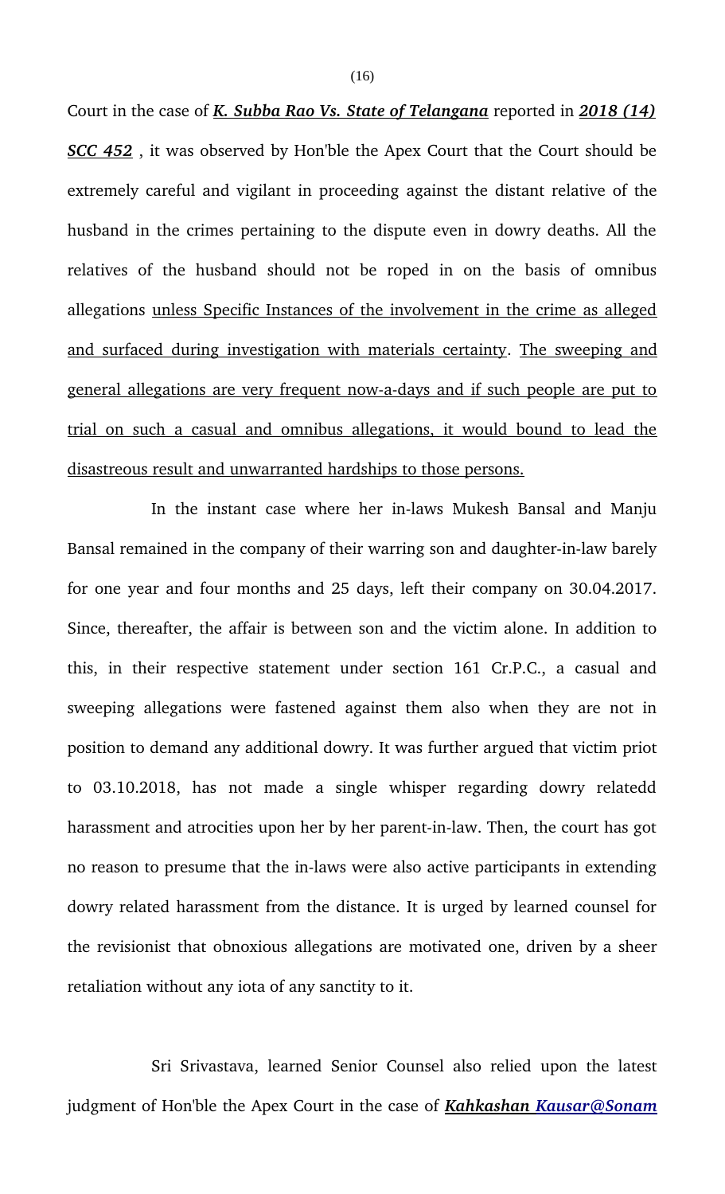Court in the case of ***K. Subba Rao Vs. State of Telangana*** reported in ***2018 (14) SCC 452*** , it was observed by Hon'ble the Apex Court that the Court should be extremely careful and vigilant in proceeding against the distant relative of the husband in the crimes pertaining to the dispute even in dowry deaths. All the relatives of the husband should not be roped in on the basis of omnibus allegations unless Specific Instances of the involvement in the crime as alleged and surfaced during investigation with materials certainty. The sweeping and general allegations are very frequent now-a-days and if such people are put to trial on such a casual and omnibus allegations, it would bound to lead the disastrous result and unwarranted hardships to those persons.

In the instant case where her in-laws Mukesh Bansal and Manju Bansal remained in the company of their warring son and daughter-in-law barely for one year and four months and 25 days, left their company on 30.04.2017. Since, thereafter, the affair is between son and the victim alone. In addition to this, in their respective statement under section 161 Cr.P.C., a casual and sweeping allegations were fastened against them also when they are not in position to demand any additional dowry. It was further argued that victim priot to 03.10.2018, has not made a single whisper regarding dowry relatedd harassment and atrocities upon her by her parent-in-law. Then, the court has got no reason to presume that the in-laws were also active participants in extending dowry related harassment from the distance. It is urged by learned counsel for the revisionist that obnoxious allegations are motivated one, driven by a sheer retaliation without any iota of any sanctity to it.

Sri Srivastava, learned Senior Counsel also relied upon the latest judgment of Hon'ble the Apex Court in the case of ***Kahkashan Kausar@Sonam***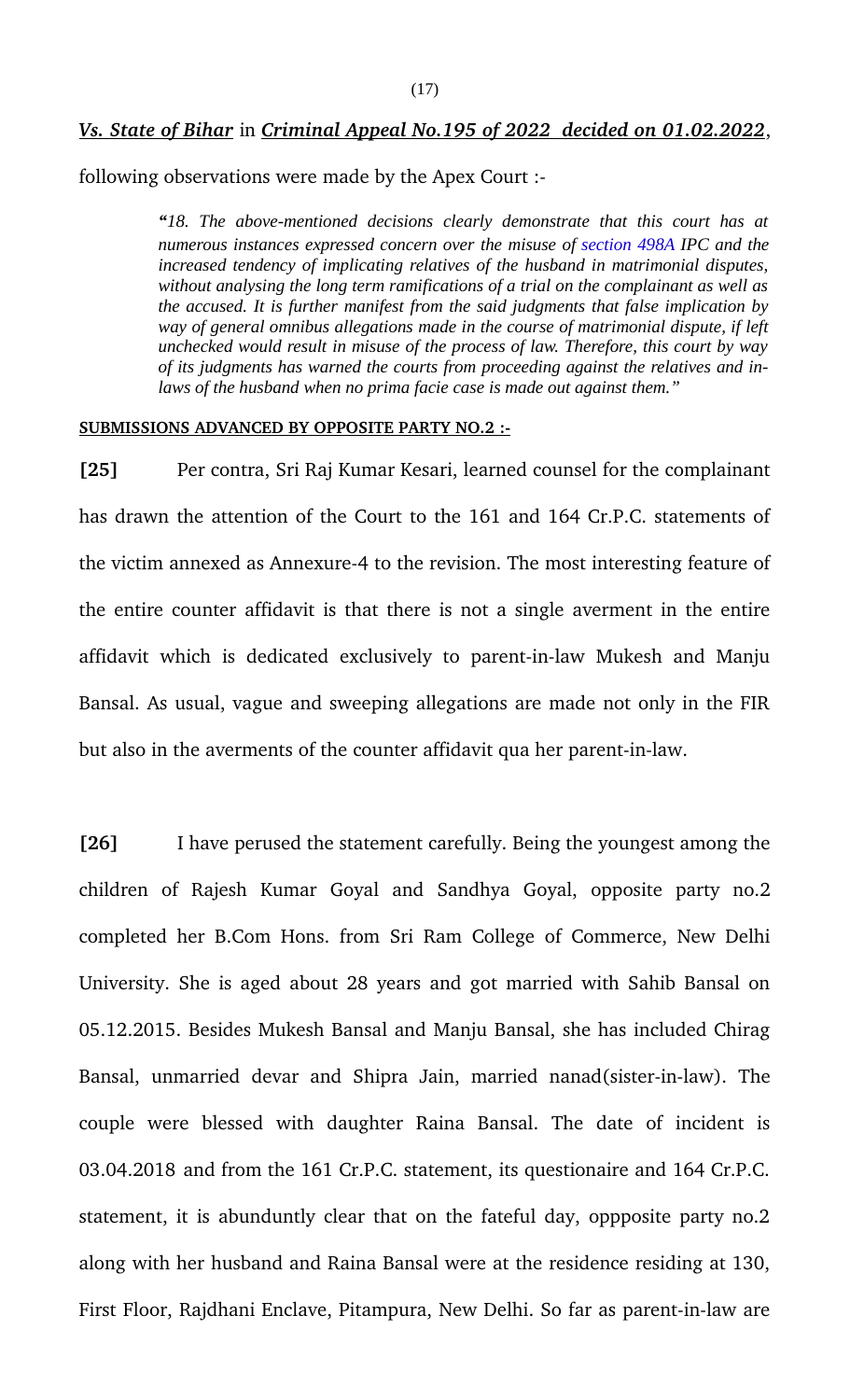***Vs. State of Bihar*** in ***Criminal Appeal No.195 of 2022 decided on 01.02.2022***, following observations were made by the Apex Court :-

> ***"****18. The above-mentioned decisions clearly demonstrate that this court has at numerous instances expressed concern over the misuse of section 498A IPC and the increased tendency of implicating relatives of the husband in matrimonial disputes, without analysing the long term ramifications of a trial on the complainant as well as the accused. It is further manifest from the said judgments that false implication by way of general omnibus allegations made in the course of matrimonial dispute, if left unchecked would result in misuse of the process of law. Therefore, this court by way of its judgments has warned the courts from proceeding against the relatives and in-laws of the husband when no prima facie case is made out against them."*

**SUBMISSIONS ADVANCED BY OPPOSITE PARTY NO.2 :-**

**[25]** Per contra, Sri Raj Kumar Kesari, learned counsel for the complainant has drawn the attention of the Court to the 161 and 164 Cr.P.C. statements of the victim annexed as Annexure-4 to the revision. The most interesting feature of the entire counter affidavit is that there is not a single averment in the entire affidavit which is dedicated exclusively to parent-in-law Mukesh and Manju Bansal. As usual, vague and sweeping allegations are made not only in the FIR but also in the averments of the counter affidavit qua her parent-in-law.

**[26]** I have perused the statement carefully. Being the youngest among the children of Rajesh Kumar Goyal and Sandhya Goyal, opposite party no.2 completed her B.Com Hons. from Sri Ram College of Commerce, New Delhi University. She is aged about 28 years and got married with Sahib Bansal on 05.12.2015. Besides Mukesh Bansal and Manju Bansal, she has included Chirag Bansal, unmarried devar and Shipra Jain, married nanad(sister-in-law). The couple were blessed with daughter Raina Bansal. The date of incident is 03.04.2018 and from the 161 Cr.P.C. statement, its questionaire and 164 Cr.P.C. statement, it is abunduntly clear that on the fateful day, oppposite party no.2 along with her husband and Raina Bansal were at the residence residing at 130, First Floor, Rajdhani Enclave, Pitampura, New Delhi. So far as parent-in-law are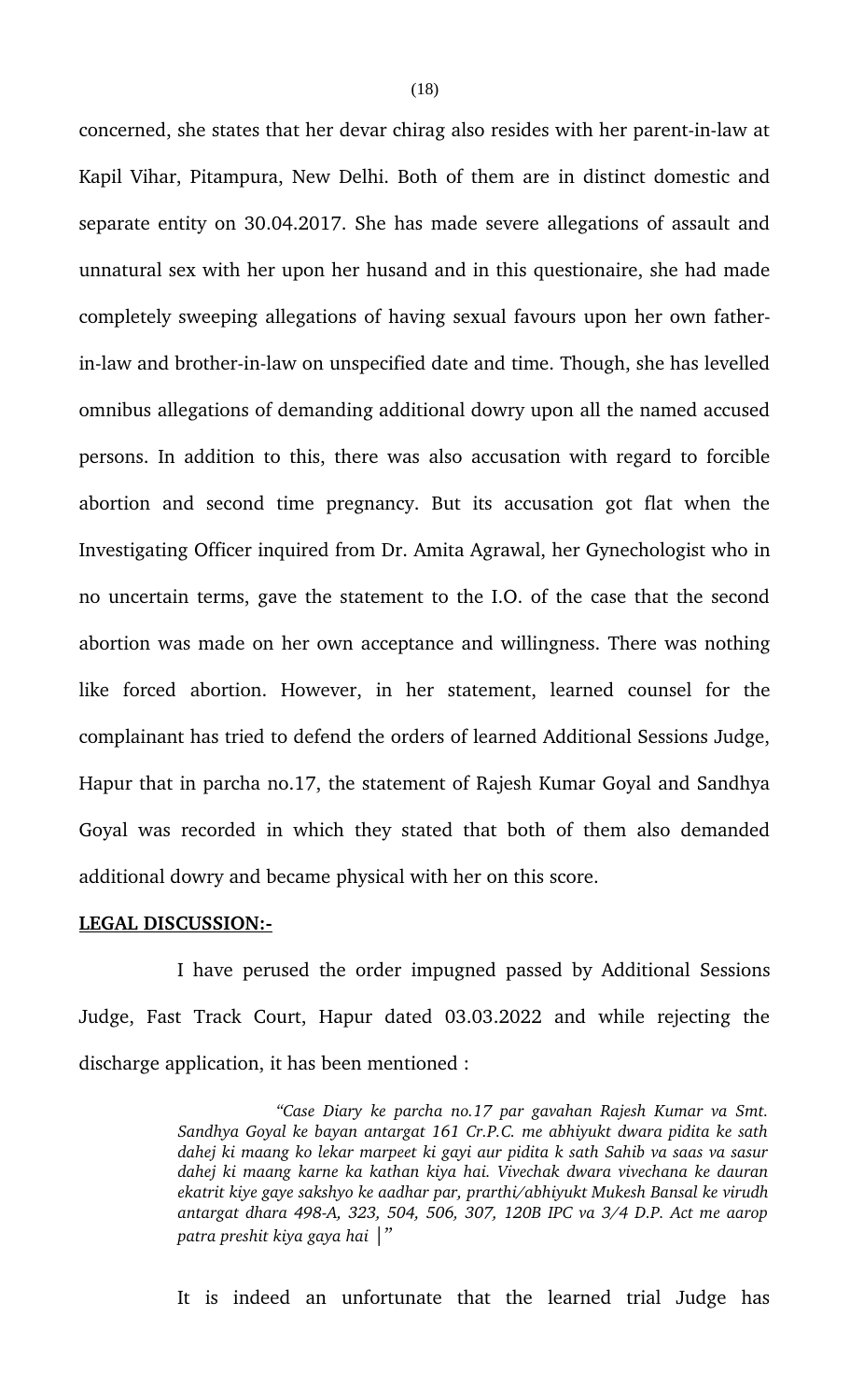concerned, she states that her devar chirag also resides with her parent-in-law at Kapil Vihar, Pitampura, New Delhi. Both of them are in distinct domestic and separate entity on 30.04.2017. She has made severe allegations of assault and unnatural sex with her upon her husand and in this questionaire, she had made completely sweeping allegations of having sexual favours upon her own father-in-law and brother-in-law on unspecified date and time. Though, she has levelled omnibus allegations of demanding additional dowry upon all the named accused persons. In addition to this, there was also accusation with regard to forcible abortion and second time pregnancy. But its accusation got flat when the Investigating Officer inquired from Dr. Amita Agrawal, her Gynechologist who in no uncertain terms, gave the statement to the I.O. of the case that the second abortion was made on her own acceptance and willingness. There was nothing like forced abortion. However, in her statement, learned counsel for the complainant has tried to defend the orders of learned Additional Sessions Judge, Hapur that in parcha no.17, the statement of Rajesh Kumar Goyal and Sandhya Goyal was recorded in which they stated that both of them also demanded additional dowry and became physical with her on this score.

**LEGAL DISCUSSION:-**

I have perused the order impugned passed by Additional Sessions Judge, Fast Track Court, Hapur dated 03.03.2022 and while rejecting the discharge application, it has been mentioned :

> *"Case Diary ke parcha no.17 par gavahan Rajesh Kumar va Smt. Sandhya Goyal ke bayan antargat 161 Cr.P.C. me abhiyukt dwara pidita ke sath dahej ki maang ko lekar marpeet ki gayi aur pidita k sath Sahib va saas va sasur dahej ki maang karne ka kathan kiya hai. Vivechak dwara vivechana ke dauran ekatrit kiye gaye sakshyo ke aadhar par, prarthi/abhiyukt Mukesh Bansal ke virudh antargat dhara 498-A, 323, 504, 506, 307, 120B IPC va 3/4 D.P. Act me aarop patra preshit kiya gaya hai* ।*"*

It is indeed an unfortunate that the learned trial Judge has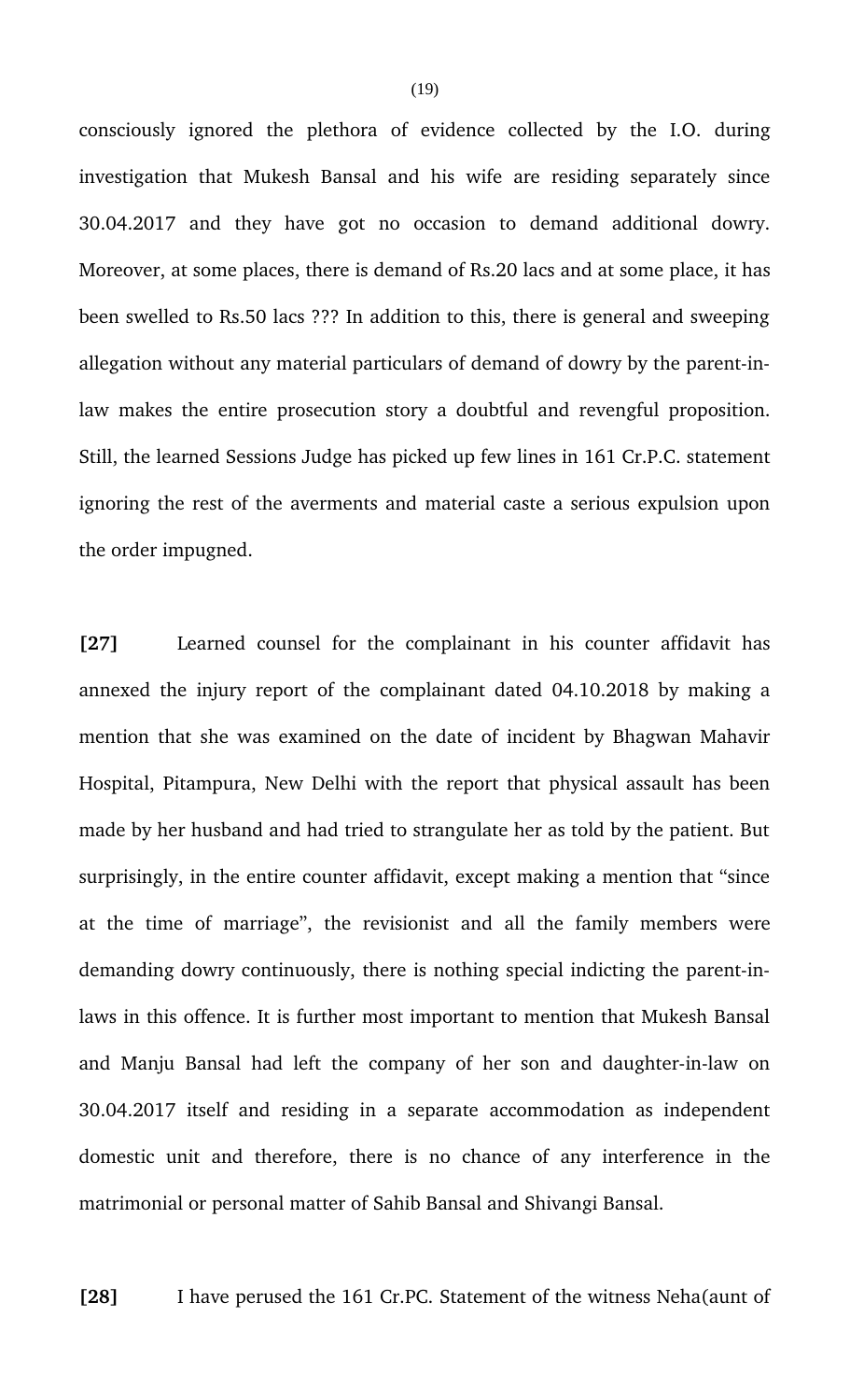consciously ignored the plethora of evidence collected by the I.O. during investigation that Mukesh Bansal and his wife are residing separately since 30.04.2017 and they have got no occasion to demand additional dowry. Moreover, at some places, there is demand of Rs.20 lacs and at some place, it has been swelled to Rs.50 lacs ??? In addition to this, there is general and sweeping allegation without any material particulars of demand of dowry by the parent-in-law makes the entire prosecution story a doubtful and revengful proposition. Still, the learned Sessions Judge has picked up few lines in 161 Cr.P.C. statement ignoring the rest of the averments and material caste a serious expulsion upon the order impugned.

**[27]** Learned counsel for the complainant in his counter affidavit has annexed the injury report of the complainant dated 04.10.2018 by making a mention that she was examined on the date of incident by Bhagwan Mahavir Hospital, Pitampura, New Delhi with the report that physical assault has been made by her husband and had tried to strangulate her as told by the patient. But surprisingly, in the entire counter affidavit, except making a mention that "since at the time of marriage", the revisionist and all the family members were demanding dowry continuously, there is nothing special indicting the parent-in-laws in this offence. It is further most important to mention that Mukesh Bansal and Manju Bansal had left the company of her son and daughter-in-law on 30.04.2017 itself and residing in a separate accommodation as independent domestic unit and therefore, there is no chance of any interference in the matrimonial or personal matter of Sahib Bansal and Shivangi Bansal.

**[28]** I have perused the 161 Cr.PC. Statement of the witness Neha(aunt of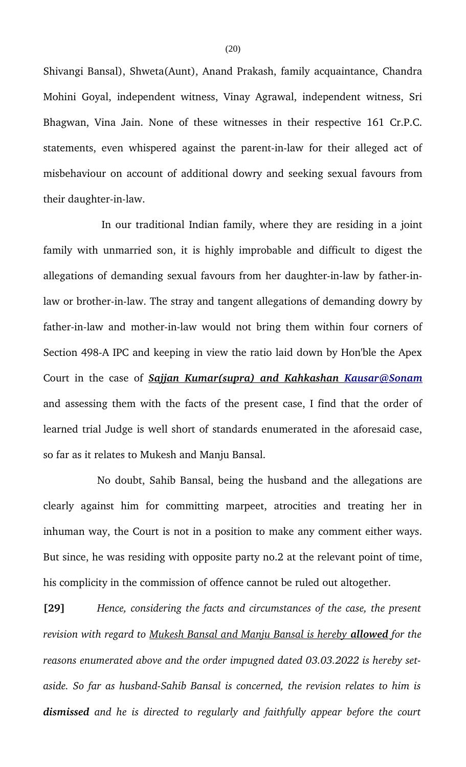Shivangi Bansal), Shweta(Aunt), Anand Prakash, family acquaintance, Chandra Mohini Goyal, independent witness, Vinay Agrawal, independent witness, Sri Bhagwan, Vina Jain. None of these witnesses in their respective 161 Cr.P.C. statements, even whispered against the parent-in-law for their alleged act of misbehaviour on account of additional dowry and seeking sexual favours from their daughter-in-law.

In our traditional Indian family, where they are residing in a joint family with unmarried son, it is highly improbable and difficult to digest the allegations of demanding sexual favours from her daughter-in-law by father-in-law or brother-in-law. The stray and tangent allegations of demanding dowry by father-in-law and mother-in-law would not bring them within four corners of Section 498-A IPC and keeping in view the ratio laid down by Hon'ble the Apex Court in the case of ***Sajjan Kumar(supra) and Kahkashan Kausar@Sonam*** and assessing them with the facts of the present case, I find that the order of learned trial Judge is well short of standards enumerated in the aforesaid case, so far as it relates to Mukesh and Manju Bansal.

No doubt, Sahib Bansal, being the husband and the allegations are clearly against him for committing marpeet, atrocities and treating her in inhuman way, the Court is not in a position to make any comment either ways. But since, he was residing with opposite party no.2 at the relevant point of time, his complicity in the commission of offence cannot be ruled out altogether.

**[29]** *Hence, considering the facts and circumstances of the case, the present revision with regard to Mukesh Bansal and Manju Bansal is hereby* ***allowed*** *for the reasons enumerated above and the order impugned dated 03.03.2022 is hereby set-aside. So far as husband-Sahib Bansal is concerned, the revision relates to him is* ***dismissed*** *and he is directed to regularly and faithfully appear before the court*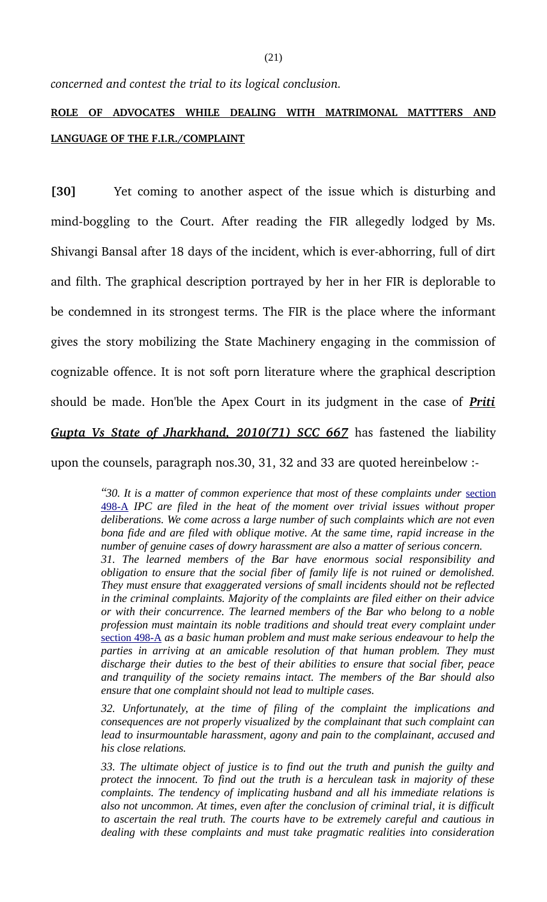*concerned and contest the trial to its logical conclusion.*

**ROLE OF ADVOCATES WHILE DEALING WITH MATRIMONAL MATTTERS AND LANGUAGE OF THE F.I.R./COMPLAINT**

**[30]** Yet coming to another aspect of the issue which is disturbing and mind-boggling to the Court. After reading the FIR allegedly lodged by Ms. Shivangi Bansal after 18 days of the incident, which is ever-abhorring, full of dirt and filth. The graphical description portrayed by her in her FIR is deplorable to be condemned in its strongest terms. The FIR is the place where the informant gives the story mobilizing the State Machinery engaging in the commission of cognizable offence. It is not soft porn literature where the graphical description should be made. Hon'ble the Apex Court in its judgment in the case of ***Priti Gupta Vs State of Jharkhand, 2010(71) SCC 667*** has fastened the liability upon the counsels, paragraph nos.30, 31, 32 and 33 are quoted hereinbelow :-

> *"30. It is a matter of common experience that most of these complaints under* section 498-A *IPC are filed in the heat of the moment over trivial issues without proper deliberations. We come across a large number of such complaints which are not even bona fide and are filed with oblique motive. At the same time, rapid increase in the number of genuine cases of dowry harassment are also a matter of serious concern.*
>
> *31. The learned members of the Bar have enormous social responsibility and obligation to ensure that the social fiber of family life is not ruined or demolished. They must ensure that exaggerated versions of small incidents should not be reflected in the criminal complaints. Majority of the complaints are filed either on their advice or with their concurrence. The learned members of the Bar who belong to a noble profession must maintain its noble traditions and should treat every complaint under* section 498-A *as a basic human problem and must make serious endeavour to help the parties in arriving at an amicable resolution of that human problem. They must discharge their duties to the best of their abilities to ensure that social fiber, peace and tranquility of the society remains intact. The members of the Bar should also ensure that one complaint should not lead to multiple cases.*
>
> *32. Unfortunately, at the time of filing of the complaint the implications and consequences are not properly visualized by the complainant that such complaint can lead to insurmountable harassment, agony and pain to the complainant, accused and his close relations.*
>
> *33. The ultimate object of justice is to find out the truth and punish the guilty and protect the innocent. To find out the truth is a herculean task in majority of these complaints. The tendency of implicating husband and all his immediate relations is also not uncommon. At times, even after the conclusion of criminal trial, it is difficult to ascertain the real truth. The courts have to be extremely careful and cautious in dealing with these complaints and must take pragmatic realities into consideration*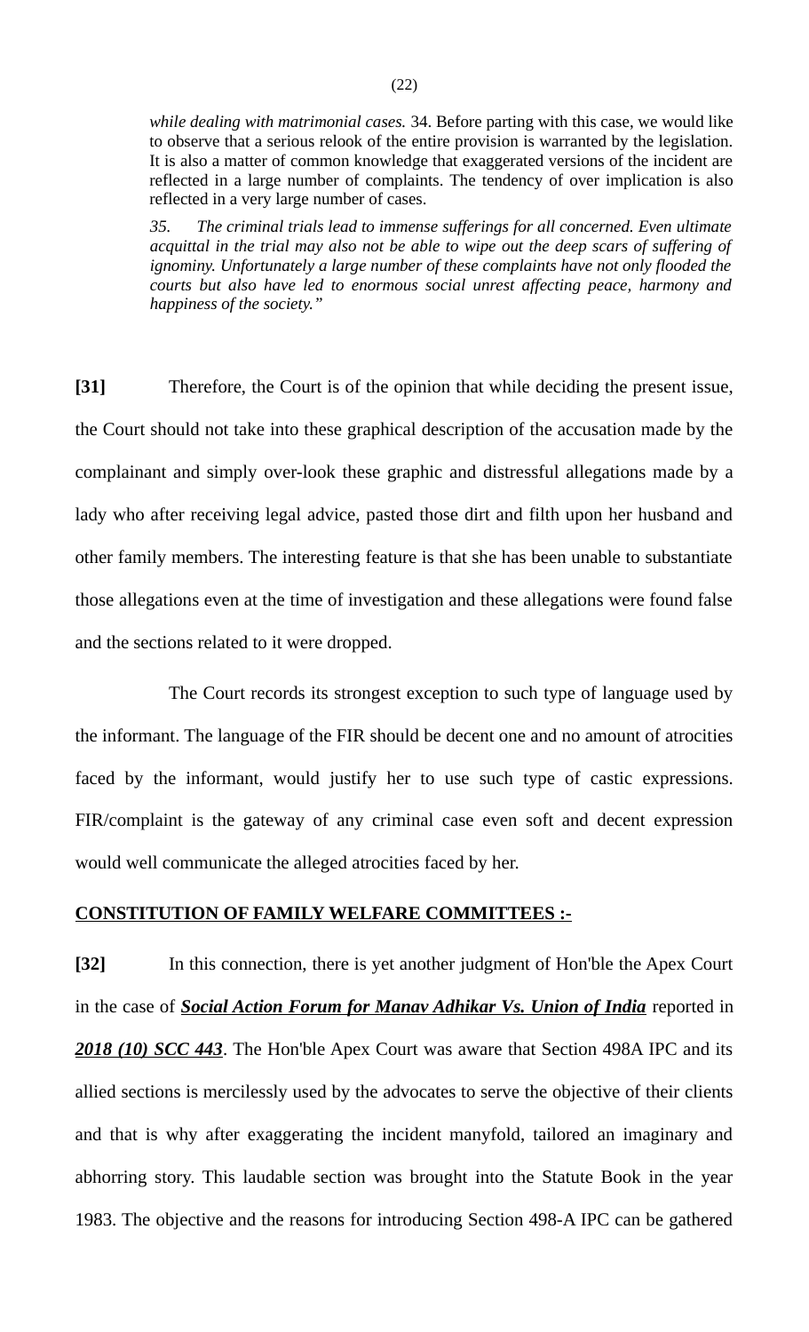*while dealing with matrimonial cases.* 34. Before parting with this case, we would like to observe that a serious relook of the entire provision is warranted by the legislation. It is also a matter of common knowledge that exaggerated versions of the incident are reflected in a large number of complaints. The tendency of over implication is also reflected in a very large number of cases.

*35. The criminal trials lead to immense sufferings for all concerned. Even ultimate acquittal in the trial may also not be able to wipe out the deep scars of suffering of ignominy. Unfortunately a large number of these complaints have not only flooded the courts but also have led to enormous social unrest affecting peace, harmony and happiness of the society."*

**[31]** Therefore, the Court is of the opinion that while deciding the present issue, the Court should not take into these graphical description of the accusation made by the complainant and simply over-look these graphic and distressful allegations made by a lady who after receiving legal advice, pasted those dirt and filth upon her husband and other family members. The interesting feature is that she has been unable to substantiate those allegations even at the time of investigation and these allegations were found false and the sections related to it were dropped.

The Court records its strongest exception to such type of language used by the informant. The language of the FIR should be decent one and no amount of atrocities faced by the informant, would justify her to use such type of castic expressions. FIR/complaint is the gateway of any criminal case even soft and decent expression would well communicate the alleged atrocities faced by her.

**CONSTITUTION OF FAMILY WELFARE COMMITTEES :-**

**[32]** In this connection, there is yet another judgment of Hon'ble the Apex Court in the case of ***Social Action Forum for Manav Adhikar Vs. Union of India*** reported in ***2018 (10) SCC 443***. The Hon'ble Apex Court was aware that Section 498A IPC and its allied sections is mercilessly used by the advocates to serve the objective of their clients and that is why after exaggerating the incident manyfold, tailored an imaginary and abhorring story. This laudable section was brought into the Statute Book in the year 1983. The objective and the reasons for introducing Section 498-A IPC can be gathered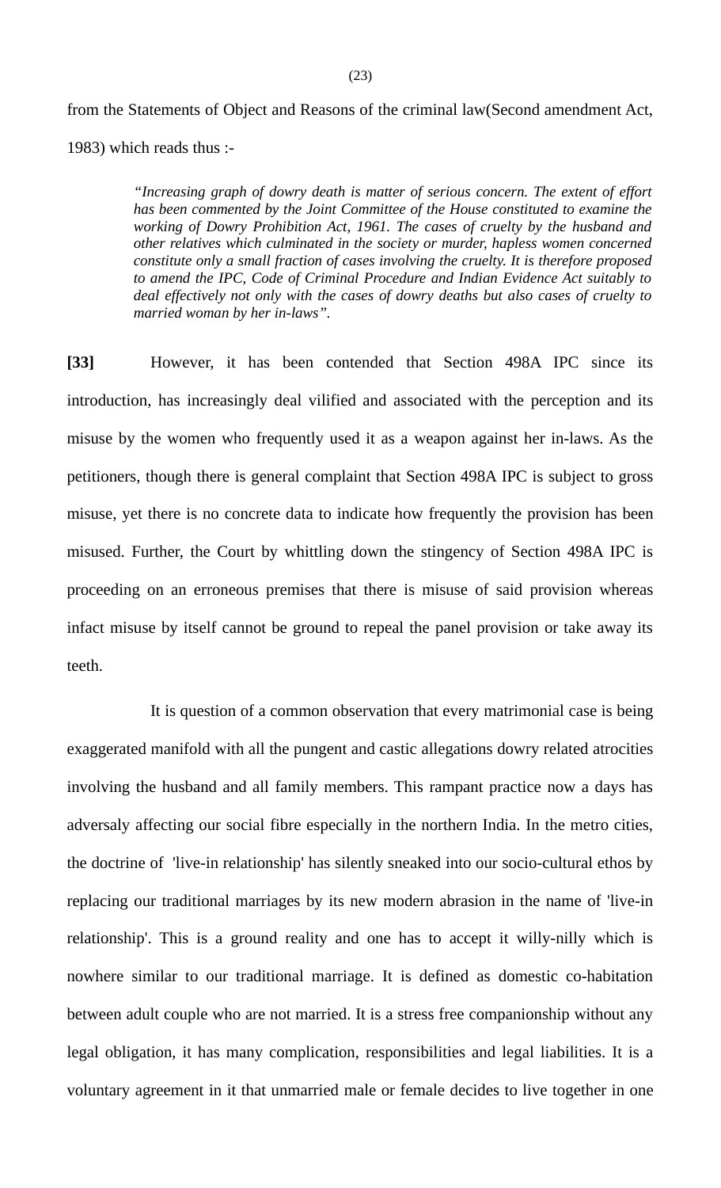from the Statements of Object and Reasons of the criminal law(Second amendment Act, 1983) which reads thus :-

> *"Increasing graph of dowry death is matter of serious concern. The extent of effort has been commented by the Joint Committee of the House constituted to examine the working of Dowry Prohibition Act, 1961. The cases of cruelty by the husband and other relatives which culminated in the society or murder, hapless women concerned constitute only a small fraction of cases involving the cruelty. It is therefore proposed to amend the IPC, Code of Criminal Procedure and Indian Evidence Act suitably to deal effectively not only with the cases of dowry deaths but also cases of cruelty to married woman by her in-laws".*

**[33]** However, it has been contended that Section 498A IPC since its introduction, has increasingly deal vilified and associated with the perception and its misuse by the women who frequently used it as a weapon against her in-laws. As the petitioners, though there is general complaint that Section 498A IPC is subject to gross misuse, yet there is no concrete data to indicate how frequently the provision has been misused. Further, the Court by whittling down the stingency of Section 498A IPC is proceeding on an erroneous premises that there is misuse of said provision whereas infact misuse by itself cannot be ground to repeal the panel provision or take away its teeth.

It is question of a common observation that every matrimonial case is being exaggerated manifold with all the pungent and castic allegations dowry related atrocities involving the husband and all family members. This rampant practice now a days has adversaly affecting our social fibre especially in the northern India. In the metro cities, the doctrine of 'live-in relationship' has silently sneaked into our socio-cultural ethos by replacing our traditional marriages by its new modern abrasion in the name of 'live-in relationship'. This is a ground reality and one has to accept it willy-nilly which is nowhere similar to our traditional marriage. It is defined as domestic co-habitation between adult couple who are not married. It is a stress free companionship without any legal obligation, it has many complication, responsibilities and legal liabilities. It is a voluntary agreement in it that unmarried male or female decides to live together in one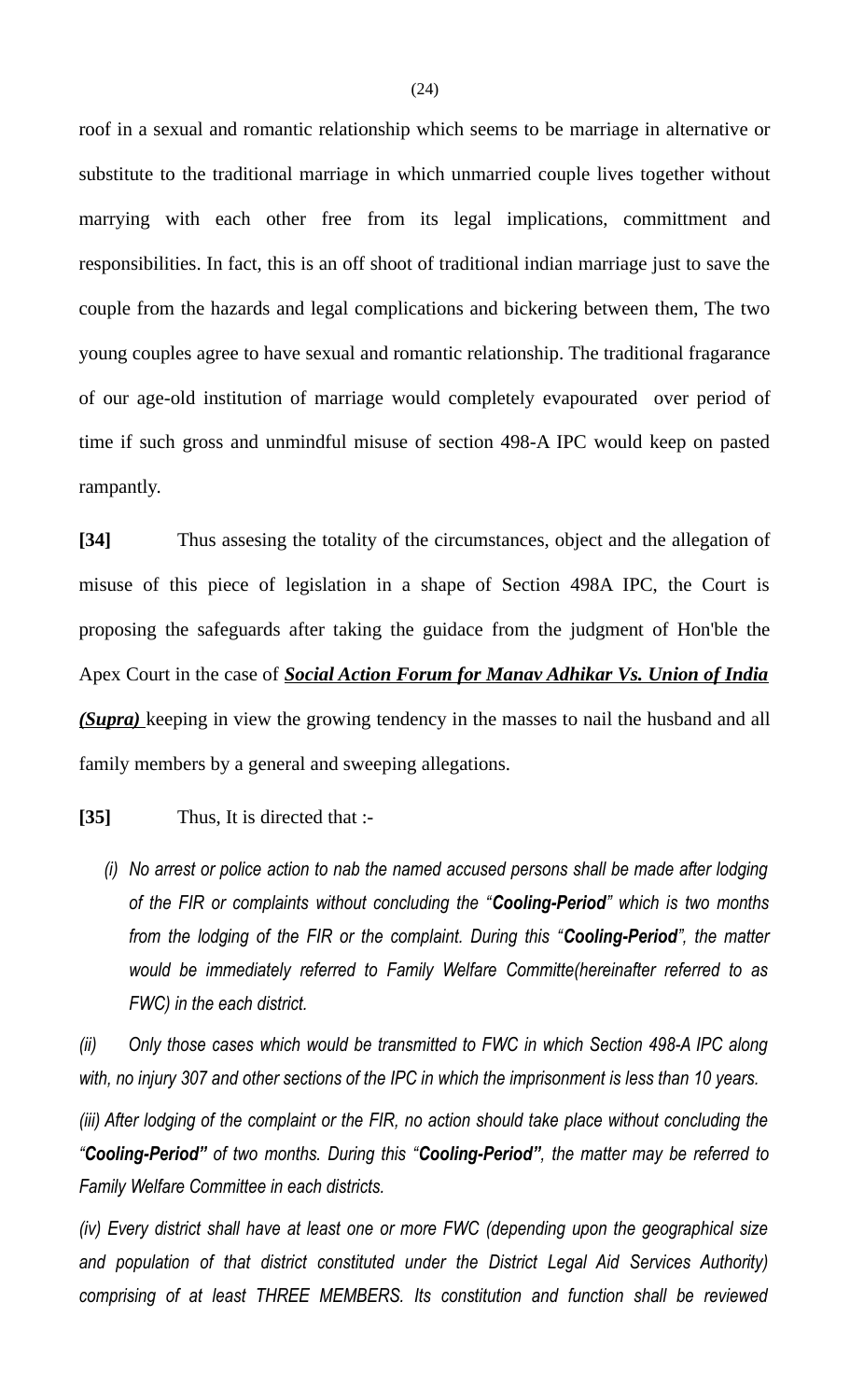roof in a sexual and romantic relationship which seems to be marriage in alternative or substitute to the traditional marriage in which unmarried couple lives together without marrying with each other free from its legal implications, committment and responsibilities. In fact, this is an off shoot of traditional indian marriage just to save the couple from the hazards and legal complications and bickering between them, The two young couples agree to have sexual and romantic relationship. The traditional fragarance of our age-old institution of marriage would completely evapourated over period of time if such gross and unmindful misuse of section 498-A IPC would keep on pasted rampantly.

**[34]** Thus assesing the totality of the circumstances, object and the allegation of misuse of this piece of legislation in a shape of Section 498A IPC, the Court is proposing the safeguards after taking the guidace from the judgment of Hon'ble the Apex Court in the case of ***Social Action Forum for Manav Adhikar Vs. Union of India (Supra)*** keeping in view the growing tendency in the masses to nail the husband and all family members by a general and sweeping allegations.

**[35]** Thus, It is directed that :-

*(i) No arrest or police action to nab the named accused persons shall be made after lodging of the FIR or complaints without concluding the "**Cooling-Period**" which is two months from the lodging of the FIR or the complaint. During this "**Cooling-Period**", the matter would be immediately referred to Family Welfare Committe(hereinafter referred to as FWC) in the each district.*

*(ii) Only those cases which would be transmitted to FWC in which Section 498-A IPC along with, no injury 307 and other sections of the IPC in which the imprisonment is less than 10 years.*

*(iii) After lodging of the complaint or the FIR, no action should take place without concluding the "**Cooling-Period**" of two months. During this "**Cooling-Period**", the matter may be referred to Family Welfare Committee in each districts.*

*(iv) Every district shall have at least one or more FWC (depending upon the geographical size and population of that district constituted under the District Legal Aid Services Authority) comprising of at least THREE MEMBERS. Its constitution and function shall be reviewed*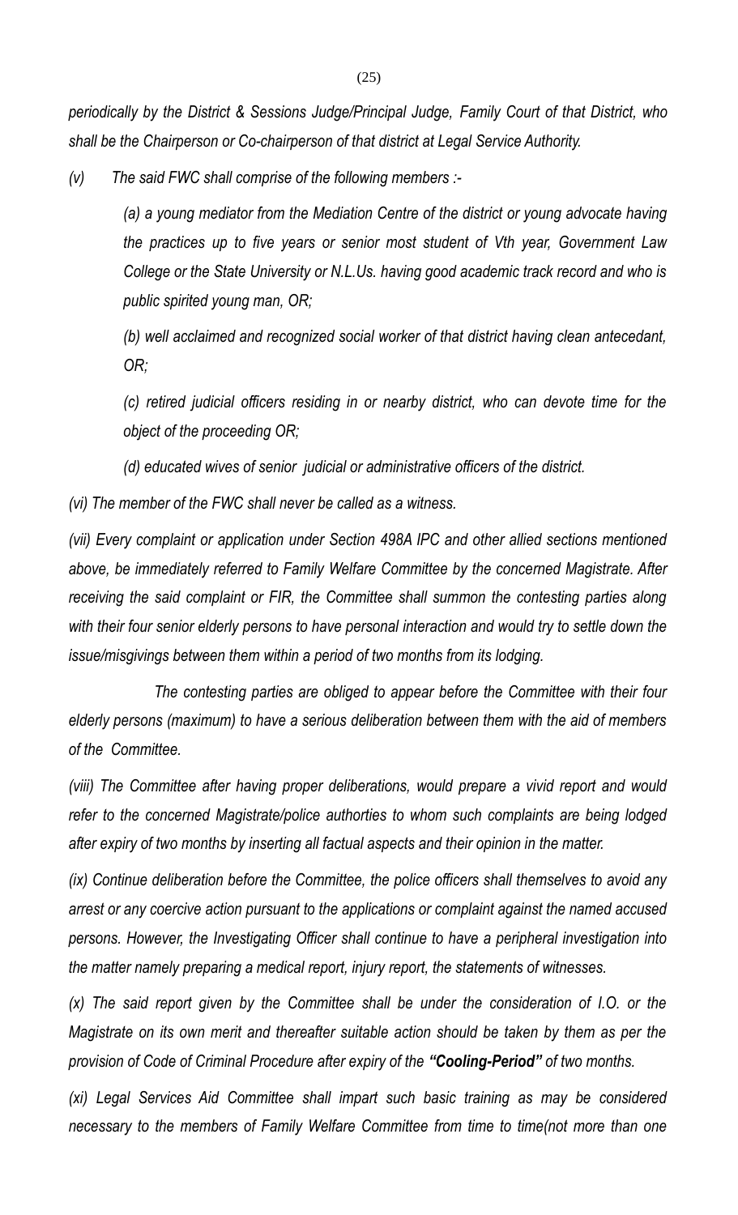*periodically by the District & Sessions Judge/Principal Judge, Family Court of that District, who shall be the Chairperson or Co-chairperson of that district at Legal Service Authority.*

*(v) The said FWC shall comprise of the following members :-*

> *(a) a young mediator from the Mediation Centre of the district or young advocate having the practices up to five years or senior most student of Vth year, Government Law College or the State University or N.L.Us. having good academic track record and who is public spirited young man, OR;*
>
> *(b) well acclaimed and recognized social worker of that district having clean antecedant, OR;*
>
> *(c) retired judicial officers residing in or nearby district, who can devote time for the object of the proceeding OR;*
>
> *(d) educated wives of senior judicial or administrative officers of the district.*

*(vi) The member of the FWC shall never be called as a witness.*

*(vii) Every complaint or application under Section 498A IPC and other allied sections mentioned above, be immediately referred to Family Welfare Committee by the concerned Magistrate. After receiving the said complaint or FIR, the Committee shall summon the contesting parties along with their four senior elderly persons to have personal interaction and would try to settle down the issue/misgivings between them within a period of two months from its lodging.*

*The contesting parties are obliged to appear before the Committee with their four elderly persons (maximum) to have a serious deliberation between them with the aid of members of the Committee.*

*(viii) The Committee after having proper deliberations, would prepare a vivid report and would refer to the concerned Magistrate/police authorties to whom such complaints are being lodged after expiry of two months by inserting all factual aspects and their opinion in the matter.*

*(ix) Continue deliberation before the Committee, the police officers shall themselves to avoid any arrest or any coercive action pursuant to the applications or complaint against the named accused persons. However, the Investigating Officer shall continue to have a peripheral investigation into the matter namely preparing a medical report, injury report, the statements of witnesses.*

*(x) The said report given by the Committee shall be under the consideration of I.O. or the Magistrate on its own merit and thereafter suitable action should be taken by them as per the provision of Code of Criminal Procedure after expiry of the **"Cooling-Period"** of two months.*

*(xi) Legal Services Aid Committee shall impart such basic training as may be considered necessary to the members of Family Welfare Committee from time to time(not more than one*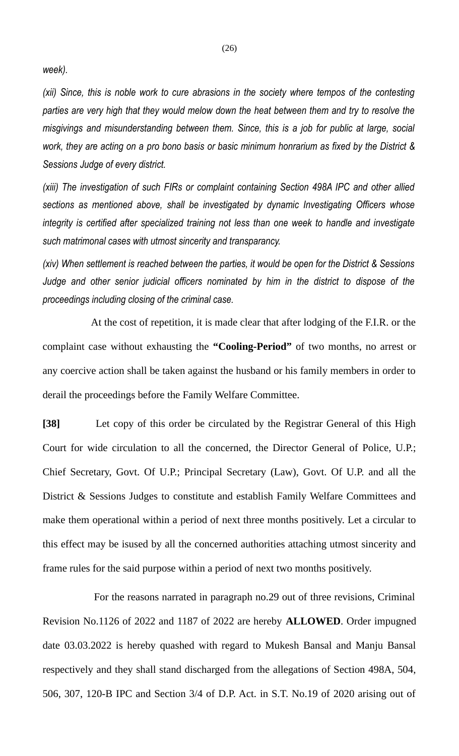*week).*

*(xii) Since, this is noble work to cure abrasions in the society where tempos of the contesting parties are very high that they would melow down the heat between them and try to resolve the misgivings and misunderstanding between them. Since, this is a job for public at large, social work, they are acting on a pro bono basis or basic minimum honrarium as fixed by the District & Sessions Judge of every district.*

*(xiii) The investigation of such FIRs or complaint containing Section 498A IPC and other allied sections as mentioned above, shall be investigated by dynamic Investigating Officers whose integrity is certified after specialized training not less than one week to handle and investigate such matrimonal cases with utmost sincerity and transparancy.*

*(xiv) When settlement is reached between the parties, it would be open for the District & Sessions Judge and other senior judicial officers nominated by him in the district to dispose of the proceedings including closing of the criminal case.*

At the cost of repetition, it is made clear that after lodging of the F.I.R. or the complaint case without exhausting the **"Cooling-Period"** of two months, no arrest or any coercive action shall be taken against the husband or his family members in order to derail the proceedings before the Family Welfare Committee.

**[38]** Let copy of this order be circulated by the Registrar General of this High Court for wide circulation to all the concerned, the Director General of Police, U.P.; Chief Secretary, Govt. Of U.P.; Principal Secretary (Law), Govt. Of U.P. and all the District & Sessions Judges to constitute and establish Family Welfare Committees and make them operational within a period of next three months positively. Let a circular to this effect may be isused by all the concerned authorities attaching utmost sincerity and frame rules for the said purpose within a period of next two months positively.

For the reasons narrated in paragraph no.29 out of three revisions, Criminal Revision No.1126 of 2022 and 1187 of 2022 are hereby **ALLOWED**. Order impugned date 03.03.2022 is hereby quashed with regard to Mukesh Bansal and Manju Bansal respectively and they shall stand discharged from the allegations of Section 498A, 504, 506, 307, 120-B IPC and Section 3/4 of D.P. Act. in S.T. No.19 of 2020 arising out of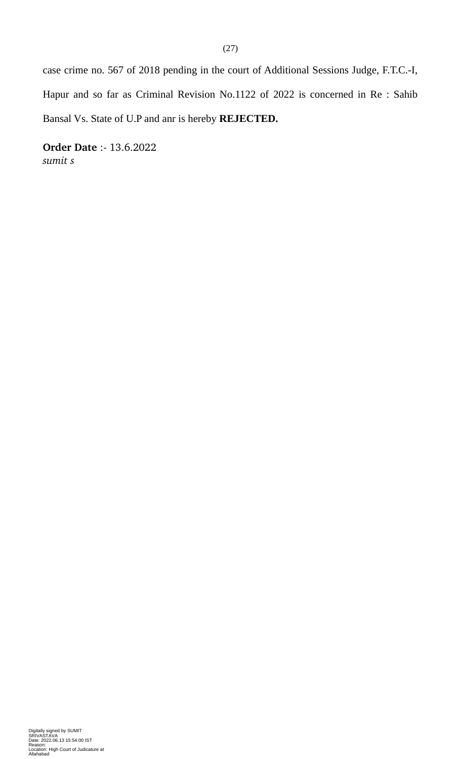case crime no. 567 of 2018 pending in the court of Additional Sessions Judge, F.T.C.-I, Hapur and so far as Criminal Revision No.1122 of 2022 is concerned in Re : Sahib Bansal Vs. State of U.P and anr is hereby **REJECTED.**

**Order Date** :- 13.6.2022
*sumit s*

Digitally signed by SUMIT SRIVASTAVA
Date: 2022.06.13 15:54:00 IST
Reason:
Location: High Court of Judicature at Allahabad